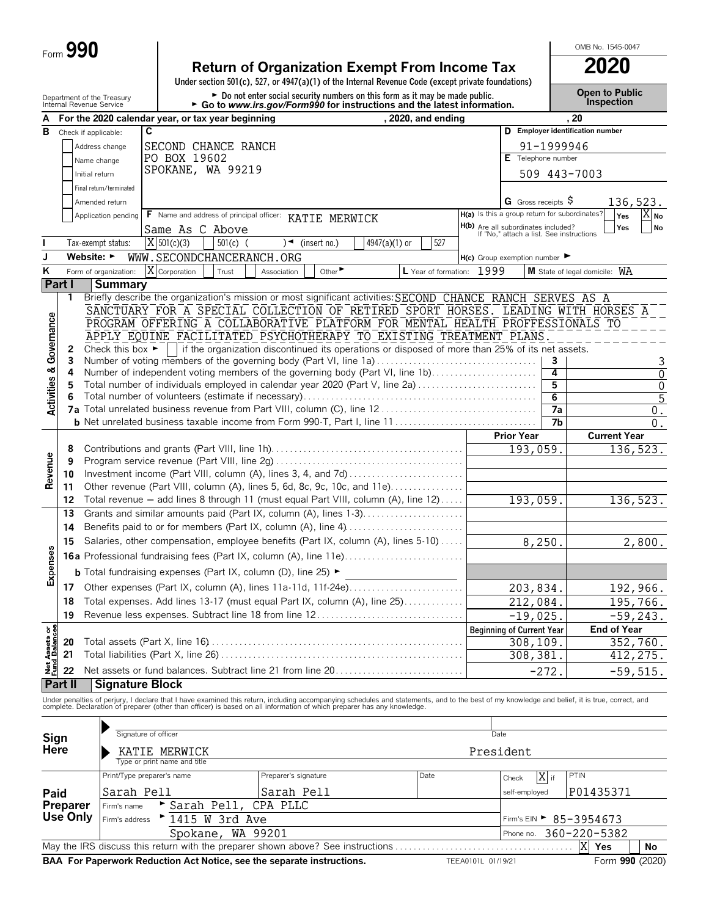Form **990**

# Return of Organization Exempt From Income Tax

**2020**

OMB No. 1545-0047

Under section 501(c), 527, or 4947(a)(1) of the Internal Revenue Code (except private foundations)

► Do not enter social security numbers on this form as it may be made public.
► Go to *www.irs.gov/Form990* for instructions and the latest information.

**Open to Public Inspection**

Department of the Treasury
Internal Revenue Service

**A** For the 2020 calendar year, or tax year beginning , 2020, and ending , 20

**B** Check if applicable:
- Address change
- Name change
- Initial return
- Final return/terminated
- Amended return
- Application pending

**C**
SECOND CHANCE RANCH
PO BOX 19602
SPOKANE, WA 99219

**D** Employer identification number: 91-1999946

**E** Telephone number: 509 443-7003

**G** Gross receipts $ 136,523.

**F** Name and address of principal officer: KATIE MERWICK
Same As C Above

**H(a)** Is this a group return for subordinates? Yes [ ] No [X]

**H(b)** Are all subordinates included? Yes [ ] No [ ]
If "No," attach a list. See instructions

**I** Tax-exempt status: [X] 501(c)(3) [ ] 501(c) ( ) ◄ (insert no.) [ ] 4947(a)(1) or [ ] 527

**J** Website: ► WWW.SECONDCHANCERANCH.ORG

**H(c)** Group exemption number ►

**K** Form of organization: [X] Corporation [ ] Trust [ ] Association [ ] Other ►

**L** Year of formation: 1999

**M** State of legal domicile: WA

## Part I Summary

**Activities & Governance**

1 Briefly describe the organization's mission or most significant activities: SECOND CHANCE RANCH SERVES AS A SANCTUARY FOR A SPECIAL COLLECTION OF RETIRED SPORT HORSES. LEADING WITH HORSES A PROGRAM OFFERING A COLLABORATIVE PLATFORM FOR MENTAL HEALTH PROFFESSIONALS TO APPLY EQUINE FACILITATED PSYCHOTHERAPY TO EXISTING TREATMENT PLANS.

2 Check this box ► [ ] if the organization discontinued its operations or disposed of more than 25% of its net assets.

| | | Line | Value |
|---|---|---|---|
| 3 | Number of voting members of the governing body (Part VI, line 1a) | 3 | 3 |
| 4 | Number of independent voting members of the governing body (Part VI, line 1b) | 4 | 0 |
| 5 | Total number of individuals employed in calendar year 2020 (Part V, line 2a) | 5 | 0 |
| 6 | Total number of volunteers (estimate if necessary) | 6 | 5 |
| 7a | Total unrelated business revenue from Part VIII, column (C), line 12 | 7a | 0. |
| b | Net unrelated business taxable income from Form 990-T, Part I, line 11 | 7b | 0. |

| | | | Prior Year | Current Year |
|---|---|---|---|---|
| **Revenue** | 8 | Contributions and grants (Part VIII, line 1h) | 193,059. | 136,523. |
| | 9 | Program service revenue (Part VIII, line 2g) | | |
| | 10 | Investment income (Part VIII, column (A), lines 3, 4, and 7d) | | |
| | 11 | Other revenue (Part VIII, column (A), lines 5, 6d, 8c, 9c, 10c, and 11e) | | |
| | 12 | Total revenue — add lines 8 through 11 (must equal Part VIII, column (A), line 12) | 193,059. | 136,523. |
| **Expenses** | 13 | Grants and similar amounts paid (Part IX, column (A), lines 1-3) | | |
| | 14 | Benefits paid to or for members (Part IX, column (A), line 4) | | |
| | 15 | Salaries, other compensation, employee benefits (Part IX, column (A), lines 5-10) | 8,250. | 2,800. |
| | 16a | Professional fundraising fees (Part IX, column (A), line 11e) | | |
| | b | Total fundraising expenses (Part IX, column (D), line 25) ► | | |
| | 17 | Other expenses (Part IX, column (A), lines 11a-11d, 11f-24e) | 203,834. | 192,966. |
| | 18 | Total expenses. Add lines 13-17 (must equal Part IX, column (A), line 25) | 212,084. | 195,766. |
| | 19 | Revenue less expenses. Subtract line 18 from line 12 | -19,025. | -59,243. |
| | | | **Beginning of Current Year** | **End of Year** |
| **Net Assets or Fund Balances** | 20 | Total assets (Part X, line 16) | 308,109. | 352,760. |
| | 21 | Total liabilities (Part X, line 26) | 308,381. | 412,275. |
| | 22 | Net assets or fund balances. Subtract line 21 from line 20 | -272. | -59,515. |

## Part II Signature Block

Under penalties of perjury, I declare that I have examined this return, including accompanying schedules and statements, and to the best of my knowledge and belief, it is true, correct, and complete. Declaration of preparer (other than officer) is based on all information of which preparer has any knowledge.

**Sign Here**

Signature of officer ► Date

KATIE MERWICK President
Type or print name and title

**Paid Preparer Use Only**

| Print/Type preparer's name | Preparer's signature | Date | Check [X] if self-employed | PTIN |
|---|---|---|---|---|
| Sarah Pell | Sarah Pell | | | P01435371 |

Firm's name ► Sarah Pell, CPA PLLC
Firm's address ► 1415 W 3rd Ave, Spokane, WA 99201
Firm's EIN ► 85-3954673
Phone no. 360-220-5382

May the IRS discuss this return with the preparer shown above? See instructions [X] Yes [ ] No

**BAA For Paperwork Reduction Act Notice, see the separate instructions.** TEEA0101L 01/19/21 Form **990** (2020)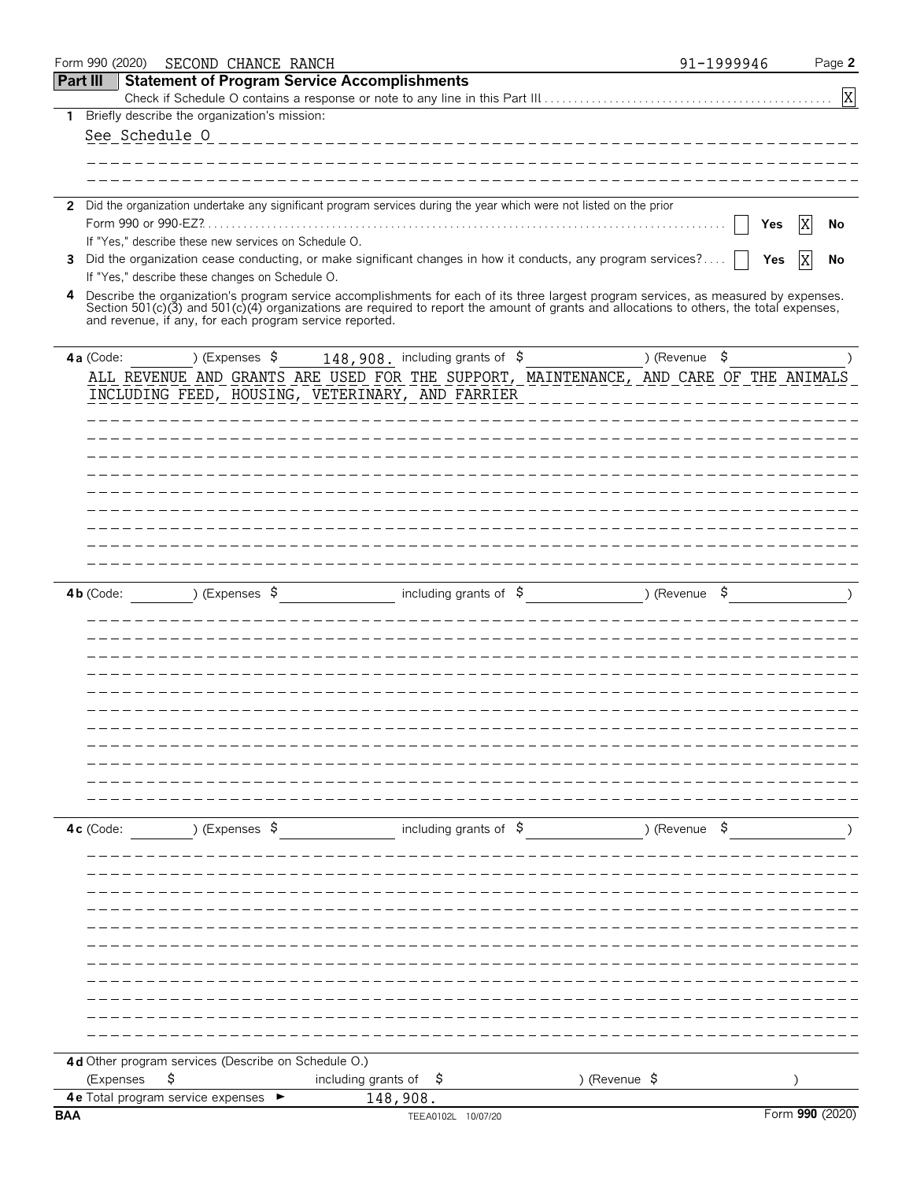Form 990 (2020) SECOND CHANCE RANCH 91-1999946

## Part III Statement of Program Service Accomplishments

Check if Schedule O contains a response or note to any line in this Part III . . . . . . . . [X]

**1** Briefly describe the organization's mission:

See Schedule O

**2** Did the organization undertake any significant program services during the year which were not listed on the prior Form 990 or 990-EZ? . . . . . [ ] Yes [X] No

If "Yes," describe these new services on Schedule O.

**3** Did the organization cease conducting, or make significant changes in how it conducts, any program services? . . . . [ ] Yes [X] No

If "Yes," describe these changes on Schedule O.

**4** Describe the organization's program service accomplishments for each of its three largest program services, as measured by expenses. Section 501(c)(3) and 501(c)(4) organizations are required to report the amount of grants and allocations to others, the total expenses, and revenue, if any, for each program service reported.

**4a** (Code: ) (Expenses $ 148,908. including grants of $ ) (Revenue $ )

ALL REVENUE AND GRANTS ARE USED FOR THE SUPPORT, MAINTENANCE, AND CARE OF THE ANIMALS INCLUDING FEED, HOUSING, VETERINARY, AND FARRIER

**4b** (Code: ) (Expenses $ including grants of $ ) (Revenue $ )

**4c** (Code: ) (Expenses $ including grants of $ ) (Revenue $ )

**4d** Other program services (Describe on Schedule O.)

(Expenses $ including grants of $ ) (Revenue $ )

**4e** Total program service expenses ► 148,908.

BAA TEEA0102L 10/07/20 Form **990** (2020)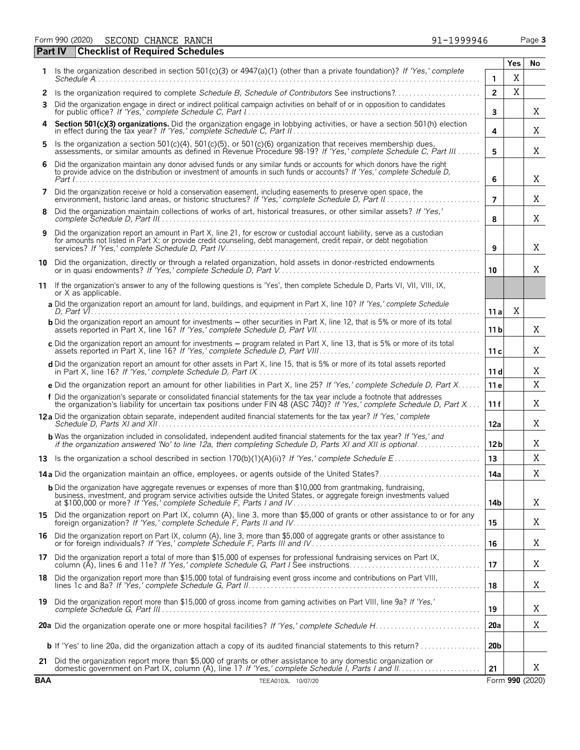Form 990 (2020) SECOND CHANCE RANCH 91-1999946 Page 3

**Part IV Checklist of Required Schedules**

| | | | Yes | No |
|---|---|---|---|---|
| **1** | Is the organization described in section 501(c)(3) or 4947(a)(1) (other than a private foundation)? *If 'Yes,' complete Schedule A* | **1** | X | |
| **2** | Is the organization required to complete *Schedule B, Schedule of Contributors* See instructions? | **2** | X | |
| **3** | Did the organization engage in direct or indirect political campaign activities on behalf of or in opposition to candidates for public office? *If 'Yes,' complete Schedule C, Part I* | **3** | | X |
| **4** | **Section 501(c)(3) organizations.** Did the organization engage in lobbying activities, or have a section 501(h) election in effect during the tax year? *If 'Yes,' complete Schedule C, Part II* | **4** | | X |
| **5** | Is the organization a section 501(c)(4), 501(c)(5), or 501(c)(6) organization that receives membership dues, assessments, or similar amounts as defined in Revenue Procedure 98-19? *If 'Yes,' complete Schedule C, Part III* | **5** | | X |
| **6** | Did the organization maintain any donor advised funds or any similar funds or accounts for which donors have the right to provide advice on the distribution or investment of amounts in such funds or accounts? *If 'Yes,' complete Schedule D, Part I* | **6** | | X |
| **7** | Did the organization receive or hold a conservation easement, including easements to preserve open space, the environment, historic land areas, or historic structures? *If 'Yes,' complete Schedule D, Part II* | **7** | | X |
| **8** | Did the organization maintain collections of works of art, historical treasures, or other similar assets? *If 'Yes,' complete Schedule D, Part III* | **8** | | X |
| **9** | Did the organization report an amount in Part X, line 21, for escrow or custodial account liability, serve as a custodian for amounts not listed in Part X; or provide credit counseling, debt management, credit repair, or debt negotiation services? *If 'Yes,' complete Schedule D, Part IV* | **9** | | X |
| **10** | Did the organization, directly or through a related organization, hold assets in donor-restricted endowments or in quasi endowments? *If 'Yes,' complete Schedule D, Part V* | **10** | | X |
| **11** | If the organization's answer to any of the following questions is 'Yes', then complete Schedule D, Parts VI, VII, VIII, IX, or X as applicable. | | | |
| | **a** Did the organization report an amount for land, buildings, and equipment in Part X, line 10? *If 'Yes,' complete Schedule D, Part VI* | **11a** | X | |
| | **b** Did the organization report an amount for investments – other securities in Part X, line 12, that is 5% or more of its total assets reported in Part X, line 16? *If 'Yes,' complete Schedule D, Part VII* | **11b** | | X |
| | **c** Did the organization report an amount for investments – program related in Part X, line 13, that is 5% or more of its total assets reported in Part X, line 16? *If 'Yes,' complete Schedule D, Part VIII* | **11c** | | X |
| | **d** Did the organization report an amount for other assets in Part X, line 15, that is 5% or more of its total assets reported in Part X, line 16? *If 'Yes,' complete Schedule D, Part IX* | **11d** | | X |
| | **e** Did the organization report an amount for other liabilities in Part X, line 25? *If 'Yes,' complete Schedule D, Part X* | **11e** | | X |
| | **f** Did the organization's separate or consolidated financial statements for the tax year include a footnote that addresses the organization's liability for uncertain tax positions under FIN 48 (ASC 740)? *If 'Yes,' complete Schedule D, Part X* | **11f** | | X |
| **12a** | Did the organization obtain separate, independent audited financial statements for the tax year? *If 'Yes,' complete Schedule D, Parts XI and XII* | **12a** | | X |
| | **b** Was the organization included in consolidated, independent audited financial statements for the tax year? *If 'Yes,' and if the organization answered 'No' to line 12a, then completing Schedule D, Parts XI and XII is optional* | **12b** | | X |
| **13** | Is the organization a school described in section 170(b)(1)(A)(ii)? *If 'Yes,' complete Schedule E* | **13** | | X |
| **14a** | Did the organization maintain an office, employees, or agents outside of the United States? | **14a** | | X |
| | **b** Did the organization have aggregate revenues or expenses of more than $10,000 from grantmaking, fundraising, business, investment, and program service activities outside the United States, or aggregate foreign investments valued at $100,000 or more? *If 'Yes,' complete Schedule F, Parts I and IV* | **14b** | | X |
| **15** | Did the organization report on Part IX, column (A), line 3, more than $5,000 of grants or other assistance to or for any foreign organization? *If 'Yes,' complete Schedule F, Parts II and IV* | **15** | | X |
| **16** | Did the organization report on Part IX, column (A), line 3, more than $5,000 of aggregate grants or other assistance to or for foreign individuals? *If 'Yes,' complete Schedule F, Parts III and IV* | **16** | | X |
| **17** | Did the organization report a total of more than $15,000 of expenses for professional fundraising services on Part IX, column (A), lines 6 and 11e? *If 'Yes,' complete Schedule G, Part I* See instructions | **17** | | X |
| **18** | Did the organization report more than $15,000 total of fundraising event gross income and contributions on Part VIII, lines 1c and 8a? *If 'Yes,' complete Schedule G, Part II* | **18** | | X |
| **19** | Did the organization report more than $15,000 of gross income from gaming activities on Part VIII, line 9a? *If 'Yes,' complete Schedule G, Part III* | **19** | | X |
| **20a** | Did the organization operate one or more hospital facilities? *If 'Yes,' complete Schedule H* | **20a** | | X |
| | **b** If 'Yes' to line 20a, did the organization attach a copy of its audited financial statements to this return? | **20b** | | |
| **21** | Did the organization report more than $5,000 of grants or other assistance to any domestic organization or domestic government on Part IX, column (A), line 1? *If 'Yes,' complete Schedule I, Parts I and II* | **21** | | X |

**BAA** TEEA0103L 10/07/20 Form **990** (2020)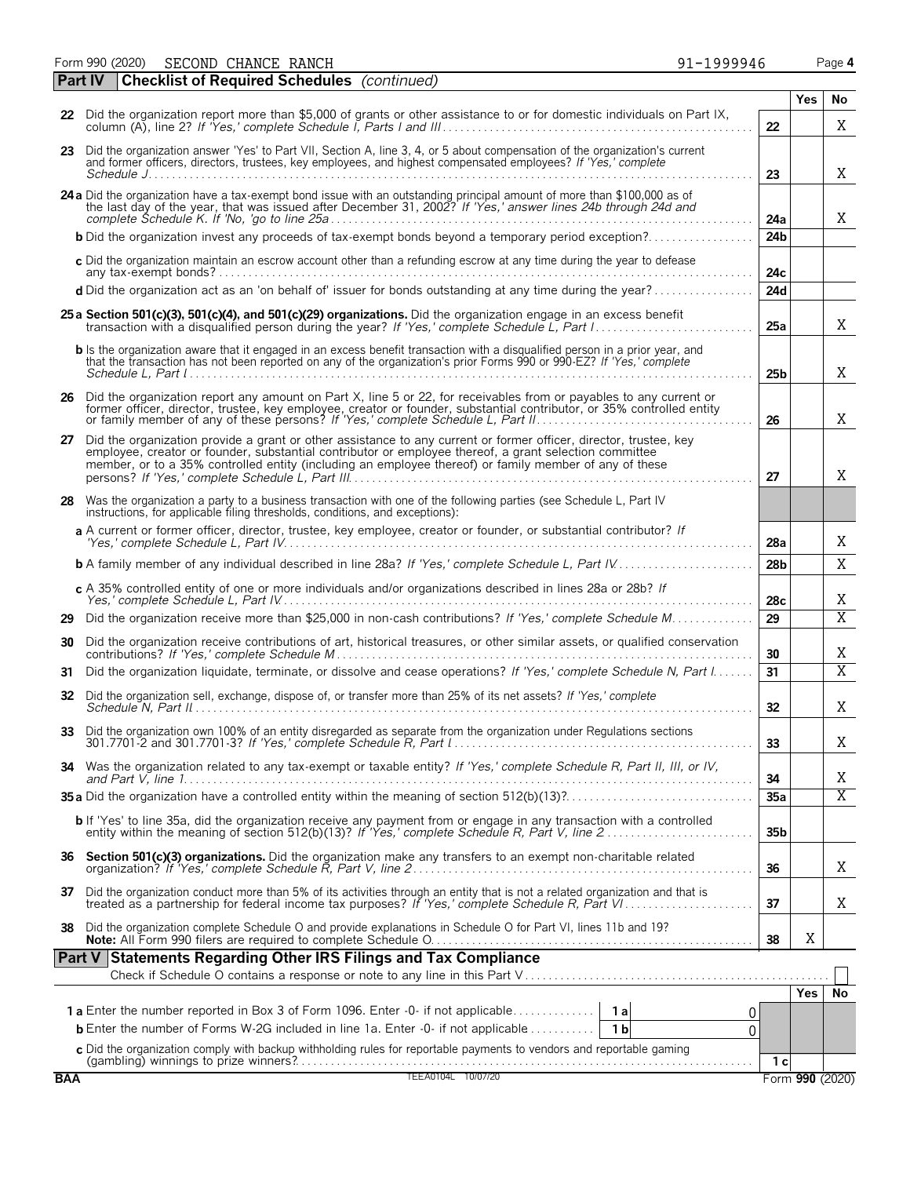Form 990 (2020) SECOND CHANCE RANCH 91-1999946

## Part IV Checklist of Required Schedules *(continued)*

| | | | Yes | No |
|---|---|---|---|---|
| 22 | Did the organization report more than $5,000 of grants or other assistance to or for domestic individuals on Part IX, column (A), line 2? *If 'Yes,' complete Schedule I, Parts I and III* | 22 | | X |
| 23 | Did the organization answer 'Yes' to Part VII, Section A, line 3, 4, or 5 about compensation of the organization's current and former officers, directors, trustees, key employees, and highest compensated employees? *If 'Yes,' complete Schedule J* | 23 | | X |
| 24a | Did the organization have a tax-exempt bond issue with an outstanding principal amount of more than $100,000 as of the last day of the year, that was issued after December 31, 2002? *If 'Yes,' answer lines 24b through 24d and complete Schedule K. If 'No,' go to line 25a* | 24a | | X |
| b | Did the organization invest any proceeds of tax-exempt bonds beyond a temporary period exception? | 24b | | |
| c | Did the organization maintain an escrow account other than a refunding escrow at any time during the year to defease any tax-exempt bonds? | 24c | | |
| d | Did the organization act as an 'on behalf of' issuer for bonds outstanding at any time during the year? | 24d | | |
| 25a | **Section 501(c)(3), 501(c)(4), and 501(c)(29) organizations.** Did the organization engage in an excess benefit transaction with a disqualified person during the year? *If 'Yes,' complete Schedule L, Part I* | 25a | | X |
| b | Is the organization aware that it engaged in an excess benefit transaction with a disqualified person in a prior year, and that the transaction has not been reported on any of the organization's prior Forms 990 or 990-EZ? *If 'Yes,' complete Schedule L, Part I* | 25b | | X |
| 26 | Did the organization report any amount on Part X, line 5 or 22, for receivables from or payables to any current or former officer, director, trustee, key employee, creator or founder, substantial contributor, or 35% controlled entity or family member of any of these persons? *If 'Yes,' complete Schedule L, Part II* | 26 | | X |
| 27 | Did the organization provide a grant or other assistance to any current or former officer, director, trustee, key employee, creator or founder, substantial contributor or employee thereof, a grant selection committee member, or to a 35% controlled entity (including an employee thereof) or family member of any of these persons? *If 'Yes,' complete Schedule L, Part III* | 27 | | X |
| 28 | Was the organization a party to a business transaction with one of the following parties (see Schedule L, Part IV instructions, for applicable filing thresholds, conditions, and exceptions): | | | |
| a | A current or former officer, director, trustee, key employee, creator or founder, or substantial contributor? *If 'Yes,' complete Schedule L, Part IV* | 28a | | X |
| b | A family member of any individual described in line 28a? *If 'Yes,' complete Schedule L, Part IV* | 28b | | X |
| c | A 35% controlled entity of one or more individuals and/or organizations described in lines 28a or 28b? *If Yes,' complete Schedule L, Part IV* | 28c | | X |
| 29 | Did the organization receive more than $25,000 in non-cash contributions? *If 'Yes,' complete Schedule M* | 29 | | X |
| 30 | Did the organization receive contributions of art, historical treasures, or other similar assets, or qualified conservation contributions? *If 'Yes,' complete Schedule M* | 30 | | X |
| 31 | Did the organization liquidate, terminate, or dissolve and cease operations? *If 'Yes,' complete Schedule N, Part I* | 31 | | X |
| 32 | Did the organization sell, exchange, dispose of, or transfer more than 25% of its net assets? *If 'Yes,' complete Schedule N, Part II* | 32 | | X |
| 33 | Did the organization own 100% of an entity disregarded as separate from the organization under Regulations sections 301.7701-2 and 301.7701-3? *If 'Yes,' complete Schedule R, Part I* | 33 | | X |
| 34 | Was the organization related to any tax-exempt or taxable entity? *If 'Yes,' complete Schedule R, Part II, III, or IV, and Part V, line 1* | 34 | | X |
| 35a | Did the organization have a controlled entity within the meaning of section 512(b)(13)? | 35a | | X |
| b | If 'Yes' to line 35a, did the organization receive any payment from or engage in any transaction with a controlled entity within the meaning of section 512(b)(13)? *If 'Yes,' complete Schedule R, Part V, line 2* | 35b | | |
| 36 | **Section 501(c)(3) organizations.** Did the organization make any transfers to an exempt non-charitable related organization? *If 'Yes,' complete Schedule R, Part V, line 2* | 36 | | X |
| 37 | Did the organization conduct more than 5% of its activities through an entity that is not a related organization and that is treated as a partnership for federal income tax purposes? *If 'Yes,' complete Schedule R, Part VI* | 37 | | X |
| 38 | Did the organization complete Schedule O and provide explanations in Schedule O for Part VI, lines 11b and 19? **Note:** All Form 990 filers are required to complete Schedule O. | 38 | X | |

## Part V Statements Regarding Other IRS Filings and Tax Compliance

Check if Schedule O contains a response or note to any line in this Part V ☐

| | | | | Yes | No |
|---|---|---|---|---|---|
| 1a | Enter the number reported in Box 3 of Form 1096. Enter -0- if not applicable | 1a | 0 | | |
| b | Enter the number of Forms W-2G included in line 1a. Enter -0- if not applicable | 1b | 0 | | |
| c | Did the organization comply with backup withholding rules for reportable payments to vendors and reportable gaming (gambling) winnings to prize winners? | | 1c | | |

BAA TEEA0104L 10/07/20 Form 990 (2020)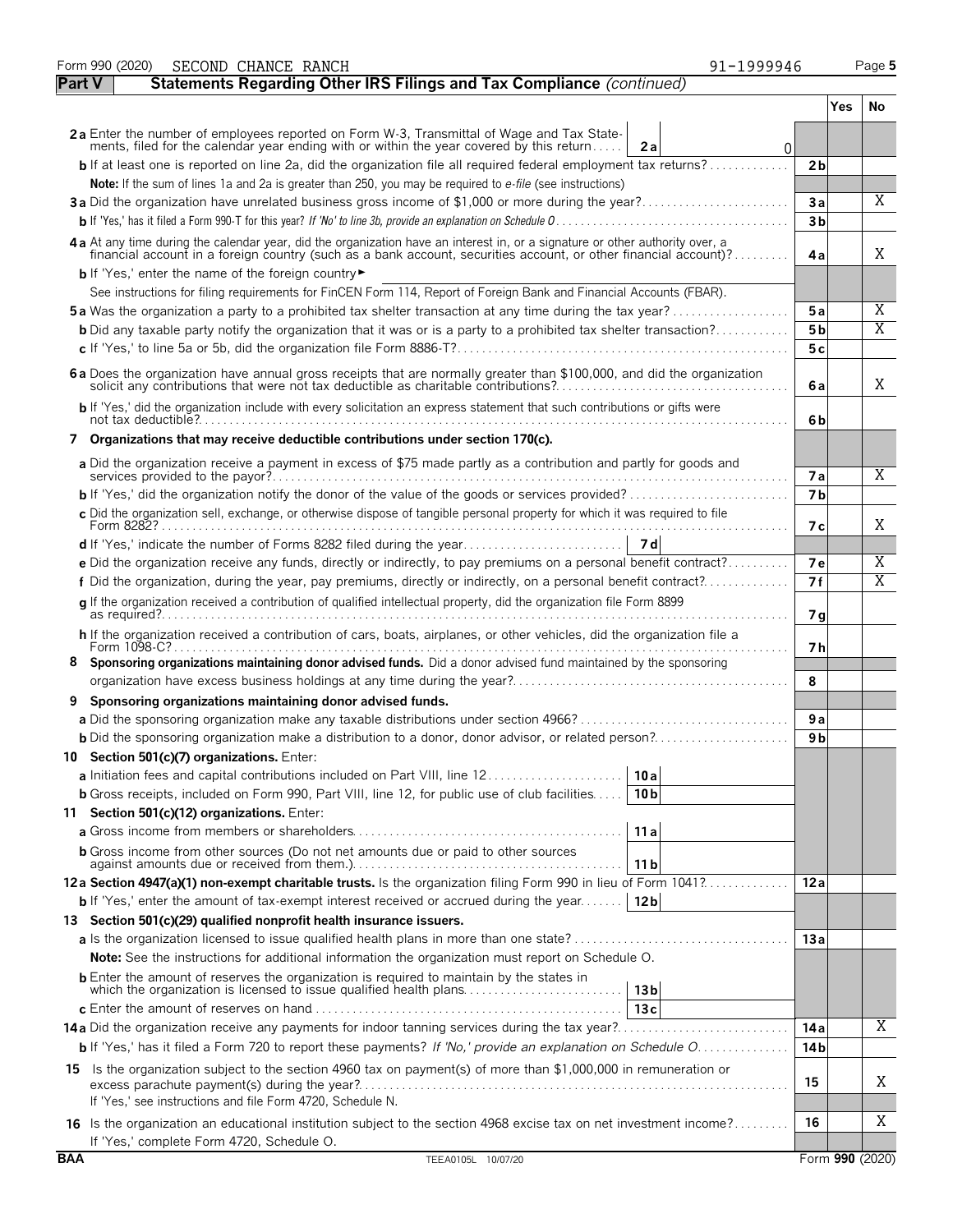Form 990 (2020) SECOND CHANCE RANCH 91-1999946 Page 5

## Part V Statements Regarding Other IRS Filings and Tax Compliance *(continued)*

| | | | Yes | No |
|---|---|---|---|---|
| **2a** Enter the number of employees reported on Form W-3, Transmittal of Wage and Tax Statements, filed for the calendar year ending with or within the year covered by this return | 2a | 0 | | |
| **b** If at least one is reported on line 2a, did the organization file all required federal employment tax returns? | | 2b | | |
| **Note:** If the sum of lines 1a and 2a is greater than 250, you may be required to *e-file* (see instructions) | | | | |
| **3a** Did the organization have unrelated business gross income of $1,000 or more during the year? | | 3a | | X |
| **b** If 'Yes,' has it filed a Form 990-T for this year? *If 'No' to line 3b, provide an explanation on Schedule O* | | 3b | | |
| **4a** At any time during the calendar year, did the organization have an interest in, or a signature or other authority over, a financial account in a foreign country (such as a bank account, securities account, or other financial account)? | | 4a | | X |
| **b** If 'Yes,' enter the name of the foreign country ► | | | | |
| See instructions for filing requirements for FinCEN Form 114, Report of Foreign Bank and Financial Accounts (FBAR). | | | | |
| **5a** Was the organization a party to a prohibited tax shelter transaction at any time during the tax year? | | 5a | | X |
| **b** Did any taxable party notify the organization that it was or is a party to a prohibited tax shelter transaction? | | 5b | | X |
| **c** If 'Yes,' to line 5a or 5b, did the organization file Form 8886-T? | | 5c | | |
| **6a** Does the organization have annual gross receipts that are normally greater than $100,000, and did the organization solicit any contributions that were not tax deductible as charitable contributions? | | 6a | | X |
| **b** If 'Yes,' did the organization include with every solicitation an express statement that such contributions or gifts were not tax deductible? | | 6b | | |
| **7 Organizations that may receive deductible contributions under section 170(c).** | | | | |
| **a** Did the organization receive a payment in excess of $75 made partly as a contribution and partly for goods and services provided to the payor? | | 7a | | X |
| **b** If 'Yes,' did the organization notify the donor of the value of the goods or services provided? | | 7b | | |
| **c** Did the organization sell, exchange, or otherwise dispose of tangible personal property for which it was required to file Form 8282? | | 7c | | X |
| **d** If 'Yes,' indicate the number of Forms 8282 filed during the year | 7d | | | |
| **e** Did the organization receive any funds, directly or indirectly, to pay premiums on a personal benefit contract? | | 7e | | X |
| **f** Did the organization, during the year, pay premiums, directly or indirectly, on a personal benefit contract? | | 7f | | X |
| **g** If the organization received a contribution of qualified intellectual property, did the organization file Form 8899 as required? | | 7g | | |
| **h** If the organization received a contribution of cars, boats, airplanes, or other vehicles, did the organization file a Form 1098-C? | | 7h | | |
| **8 Sponsoring organizations maintaining donor advised funds.** Did a donor advised fund maintained by the sponsoring organization have excess business holdings at any time during the year? | | 8 | | |
| **9 Sponsoring organizations maintaining donor advised funds.** | | | | |
| **a** Did the sponsoring organization make any taxable distributions under section 4966? | | 9a | | |
| **b** Did the sponsoring organization make a distribution to a donor, donor advisor, or related person? | | 9b | | |
| **10 Section 501(c)(7) organizations.** Enter: | | | | |
| **a** Initiation fees and capital contributions included on Part VIII, line 12 | 10a | | | |
| **b** Gross receipts, included on Form 990, Part VIII, line 12, for public use of club facilities | 10b | | | |
| **11 Section 501(c)(12) organizations.** Enter: | | | | |
| **a** Gross income from members or shareholders | 11a | | | |
| **b** Gross income from other sources (Do not net amounts due or paid to other sources against amounts due or received from them.) | 11b | | | |
| **12a Section 4947(a)(1) non-exempt charitable trusts.** Is the organization filing Form 990 in lieu of Form 1041? | | 12a | | |
| **b** If 'Yes,' enter the amount of tax-exempt interest received or accrued during the year | 12b | | | |
| **13 Section 501(c)(29) qualified nonprofit health insurance issuers.** | | | | |
| **a** Is the organization licensed to issue qualified health plans in more than one state? | | 13a | | |
| **Note:** See the instructions for additional information the organization must report on Schedule O. | | | | |
| **b** Enter the amount of reserves the organization is required to maintain by the states in which the organization is licensed to issue qualified health plans | 13b | | | |
| **c** Enter the amount of reserves on hand | 13c | | | |
| **14a** Did the organization receive any payments for indoor tanning services during the tax year? | | 14a | | X |
| **b** If 'Yes,' has it filed a Form 720 to report these payments? *If 'No,' provide an explanation on Schedule O* | | 14b | | |
| **15** Is the organization subject to the section 4960 tax on payment(s) of more than $1,000,000 in remuneration or excess parachute payment(s) during the year? If 'Yes,' see instructions and file Form 4720, Schedule N. | | 15 | | X |
| **16** Is the organization an educational institution subject to the section 4968 excise tax on net investment income? If 'Yes,' complete Form 4720, Schedule O. | | 16 | | X |

BAA TEEA0105L 10/07/20 Form **990** (2020)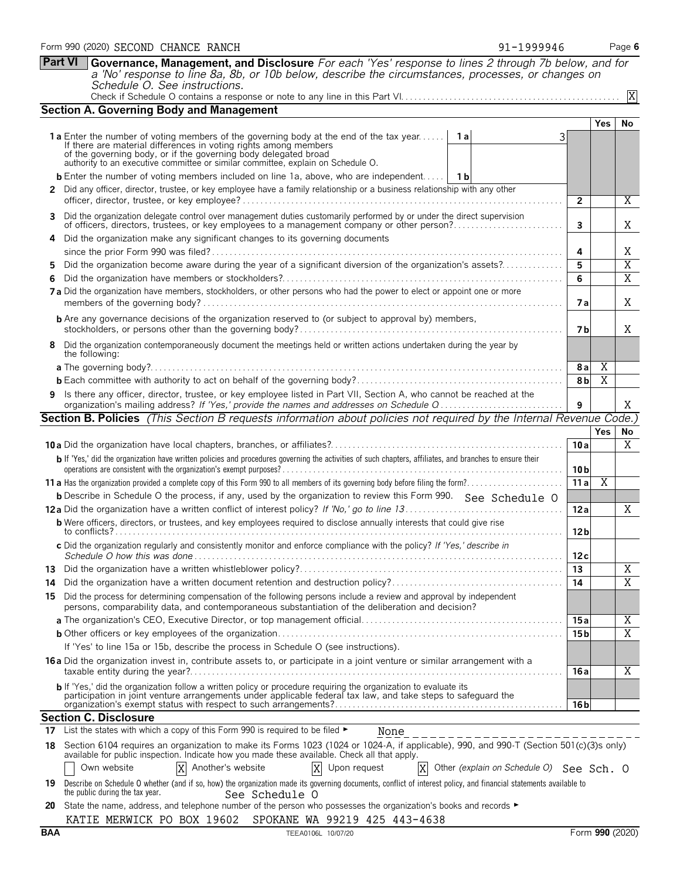Form 990 (2020) SECOND CHANCE RANCH 91-1999946 Page 6

**Part VI** **Governance, Management, and Disclosure** *For each 'Yes' response to lines 2 through 7b below, and for a 'No' response to line 8a, 8b, or 10b below, describe the circumstances, processes, or changes on Schedule O. See instructions.*

Check if Schedule O contains a response or note to any line in this Part VI. [X]

## Section A. Governing Body and Management

| | | | Yes | No |
|---|---|---|---|---|
| **1a** Enter the number of voting members of the governing body at the end of the tax year. If there are material differences in voting rights among members of the governing body, or if the governing body delegated broad authority to an executive committee or similar committee, explain on Schedule O. | 1a 3 | | | |
| **b** Enter the number of voting members included on line 1a, above, who are independent. | 1b | | | |
| **2** Did any officer, director, trustee, or key employee have a family relationship or a business relationship with any other officer, director, trustee, or key employee? | | 2 | | X |
| **3** Did the organization delegate control over management duties customarily performed by or under the direct supervision of officers, directors, trustees, or key employees to a management company or other person? | | 3 | | X |
| **4** Did the organization make any significant changes to its governing documents since the prior Form 990 was filed? | | 4 | | X |
| **5** Did the organization become aware during the year of a significant diversion of the organization's assets? | | 5 | | X |
| **6** Did the organization have members or stockholders? | | 6 | | X |
| **7a** Did the organization have members, stockholders, or other persons who had the power to elect or appoint one or more members of the governing body? | | 7a | | X |
| **b** Are any governance decisions of the organization reserved to (or subject to approval by) members, stockholders, or persons other than the governing body? | | 7b | | X |
| **8** Did the organization contemporaneously document the meetings held or written actions undertaken during the year by the following: | | | | |
| **a** The governing body? | | 8a | X | |
| **b** Each committee with authority to act on behalf of the governing body? | | 8b | X | |
| **9** Is there any officer, director, trustee, or key employee listed in Part VII, Section A, who cannot be reached at the organization's mailing address? *If 'Yes,' provide the names and addresses on Schedule O* | | 9 | | X |

## Section B. Policies *(This Section B requests information about policies not required by the Internal Revenue Code.)*

| | | Yes | No |
|---|---|---|---|
| **10a** Did the organization have local chapters, branches, or affiliates? | 10a | | X |
| **b** If 'Yes,' did the organization have written policies and procedures governing the activities of such chapters, affiliates, and branches to ensure their operations are consistent with the organization's exempt purposes? | 10b | | |
| **11a** Has the organization provided a complete copy of this Form 990 to all members of its governing body before filing the form? | 11a | X | |
| **b** Describe in Schedule O the process, if any, used by the organization to review this Form 990. See Schedule O | | | |
| **12a** Did the organization have a written conflict of interest policy? *If 'No,' go to line 13* | 12a | | X |
| **b** Were officers, directors, or trustees, and key employees required to disclose annually interests that could give rise to conflicts? | 12b | | |
| **c** Did the organization regularly and consistently monitor and enforce compliance with the policy? *If 'Yes,' describe in Schedule O how this was done* | 12c | | |
| **13** Did the organization have a written whistleblower policy? | 13 | | X |
| **14** Did the organization have a written document retention and destruction policy? | 14 | | X |
| **15** Did the process for determining compensation of the following persons include a review and approval by independent persons, comparability data, and contemporaneous substantiation of the deliberation and decision? | | | |
| **a** The organization's CEO, Executive Director, or top management official | 15a | | X |
| **b** Other officers or key employees of the organization | 15b | | X |
| If 'Yes' to line 15a or 15b, describe the process in Schedule O (see instructions). | | | |
| **16a** Did the organization invest in, contribute assets to, or participate in a joint venture or similar arrangement with a taxable entity during the year? | 16a | | X |
| **b** If 'Yes,' did the organization follow a written policy or procedure requiring the organization to evaluate its participation in joint venture arrangements under applicable federal tax law, and take steps to safeguard the organization's exempt status with respect to such arrangements? | 16b | | |

## Section C. Disclosure

**17** List the states with which a copy of this Form 990 is required to be filed ► None

**18** Section 6104 requires an organization to make its Forms 1023 (1024 or 1024-A, if applicable), 990, and 990-T (Section 501(c)(3)s only) available for public inspection. Indicate how you made these available. Check all that apply.

[ ] Own website [X] Another's website [X] Upon request [X] Other *(explain on Schedule O)* See Sch. O

**19** Describe on Schedule O whether (and if so, how) the organization made its governing documents, conflict of interest policy, and financial statements available to the public during the tax year. See Schedule O

**20** State the name, address, and telephone number of the person who possesses the organization's books and records ►

KATIE MERWICK PO BOX 19602 SPOKANE WA 99219 425 443-4638

BAA TEEA0106L 10/07/20 Form **990** (2020)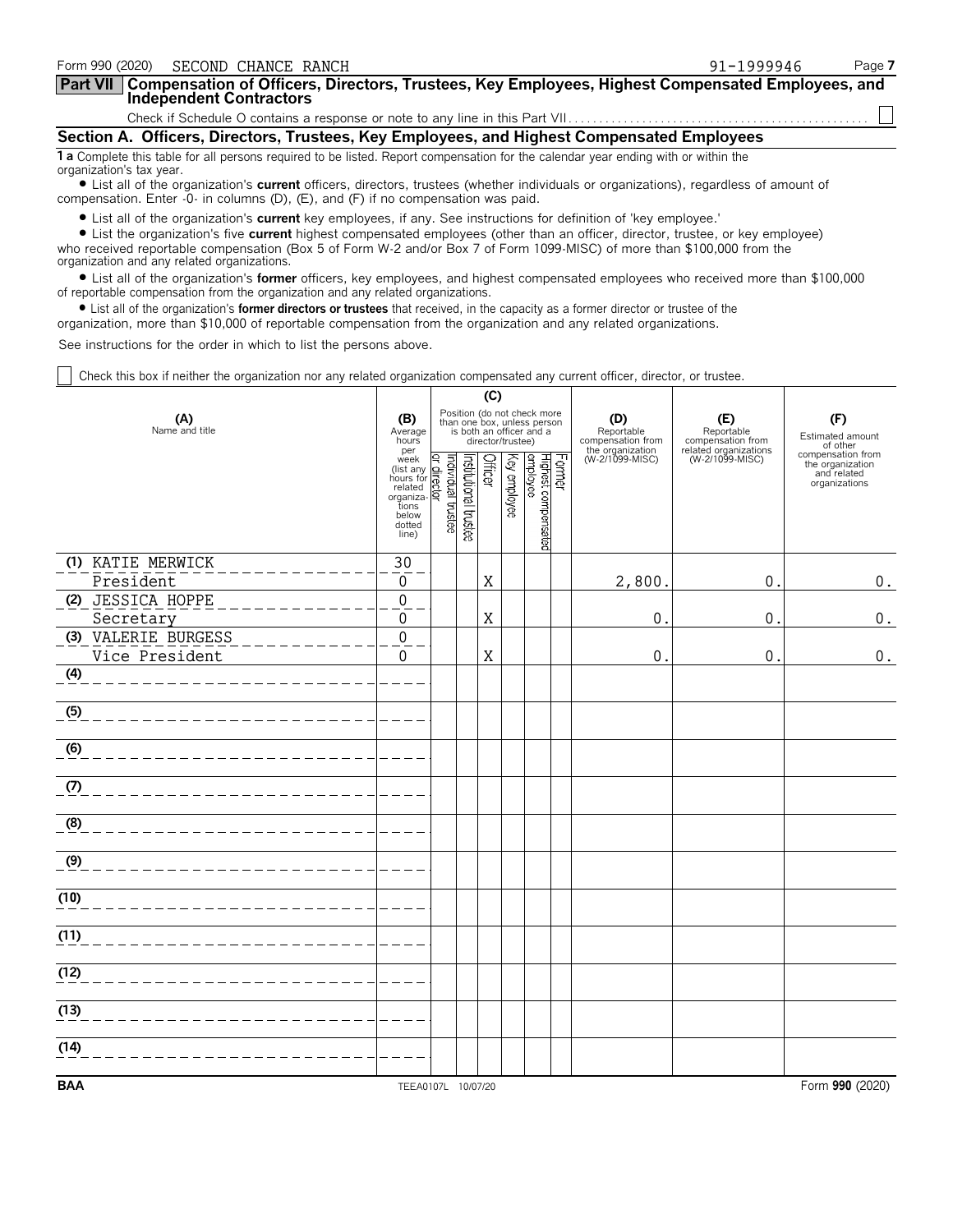Form 990 (2020) SECOND CHANCE RANCH 91-1999946

**Part VII Compensation of Officers, Directors, Trustees, Key Employees, Highest Compensated Employees, and Independent Contractors**

Check if Schedule O contains a response or note to any line in this Part VII. . . . . . . . . . . . . . . . . . . . . . . . . . . . . . . . . . . . . . . . . . . . . . . . ☐

## Section A. Officers, Directors, Trustees, Key Employees, and Highest Compensated Employees

**1 a** Complete this table for all persons required to be listed. Report compensation for the calendar year ending with or within the organization's tax year.

- List all of the organization's **current** officers, directors, trustees (whether individuals or organizations), regardless of amount of compensation. Enter -0- in columns (D), (E), and (F) if no compensation was paid.
- List all of the organization's **current** key employees, if any. See instructions for definition of 'key employee.'
- List the organization's five **current** highest compensated employees (other than an officer, director, trustee, or key employee) who received reportable compensation (Box 5 of Form W-2 and/or Box 7 of Form 1099-MISC) of more than $100,000 from the organization and any related organizations.
- List all of the organization's **former** officers, key employees, and highest compensated employees who received more than $100,000 of reportable compensation from the organization and any related organizations.
- List all of the organization's **former directors or trustees** that received, in the capacity as a former director or trustee of the organization, more than $10,000 of reportable compensation from the organization and any related organizations.

See instructions for the order in which to list the persons above.

☐ Check this box if neither the organization nor any related organization compensated any current officer, director, or trustee.

| (A) Name and title | (B) Average hours per week (list any hours for related organizations below dotted line) | (C) Individual trustee or director | Institutional trustee | Officer | Key employee | Highest compensated employee | Former | (D) Reportable compensation from the organization (W-2/1099-MISC) | (E) Reportable compensation from related organizations (W-2/1099-MISC) | (F) Estimated amount of other compensation from the organization and related organizations |
|---|---|---|---|---|---|---|---|---|---|---|
| (1) KATIE MERWICK<br>President | 30<br>0 | | | X | | | | 2,800. | 0. | 0. |
| (2) JESSICA HOPPE<br>Secretary | 0<br>0 | | | X | | | | 0. | 0. | 0. |
| (3) VALERIE BURGESS<br>Vice President | 0<br>0 | | | X | | | | 0. | 0. | 0. |
| (4) | | | | | | | | | | |
| (5) | | | | | | | | | | |
| (6) | | | | | | | | | | |
| (7) | | | | | | | | | | |
| (8) | | | | | | | | | | |
| (9) | | | | | | | | | | |
| (10) | | | | | | | | | | |
| (11) | | | | | | | | | | |
| (12) | | | | | | | | | | |
| (13) | | | | | | | | | | |
| (14) | | | | | | | | | | |

BAA TEEA0107L 10/07/20 Form **990** (2020)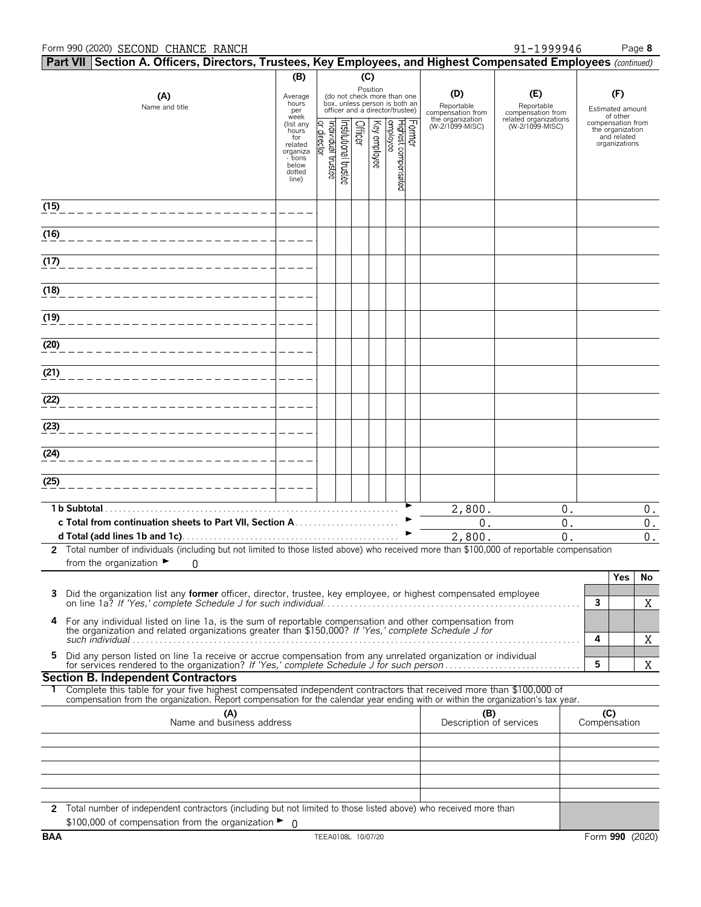Form 990 (2020) SECOND CHANCE RANCH 91-1999946 Page 8

## Part VII Section A. Officers, Directors, Trustees, Key Employees, and Highest Compensated Employees *(continued)*

| (A) Name and title | (B) Average hours per week (list any hours for related organizations below dotted line) | (C) Position (do not check more than one box, unless person is both an officer and a director/trustee) | | | | | | (D) Reportable compensation from the organization (W-2/1099-MISC) | (E) Reportable compensation from related organizations (W-2/1099-MISC) | (F) Estimated amount of other compensation from the organization and related organizations |
|---|---|---|---|---|---|---|---|---|---|---|
| | | Individual trustee or director | Institutional trustee | Officer | Key employee | Highest compensated employee | Former | | | |
| (15) | | | | | | | | | | |
| (16) | | | | | | | | | | |
| (17) | | | | | | | | | | |
| (18) | | | | | | | | | | |
| (19) | | | | | | | | | | |
| (20) | | | | | | | | | | |
| (21) | | | | | | | | | | |
| (22) | | | | | | | | | | |
| (23) | | | | | | | | | | |
| (24) | | | | | | | | | | |
| (25) | | | | | | | | | | |
| **1 b Subtotal** | | | | | | | | 2,800. | 0. | 0. |
| **c Total from continuation sheets to Part VII, Section A** | | | | | | | | 0. | 0. | 0. |
| **d Total (add lines 1b and 1c)** | | | | | | | | 2,800. | 0. | 0. |

**2** Total number of individuals (including but not limited to those listed above) who received more than $100,000 of reportable compensation from the organization ► 0

| | | Yes | No |
|---|---|---|---|
| **3** Did the organization list any **former** officer, director, trustee, key employee, or highest compensated employee on line 1a? *If 'Yes,' complete Schedule J for such individual* | 3 | | X |
| **4** For any individual listed on line 1a, is the sum of reportable compensation and other compensation from the organization and related organizations greater than $150,000? *If 'Yes,' complete Schedule J for such individual* | 4 | | X |
| **5** Did any person listed on line 1a receive or accrue compensation from any unrelated organization or individual for services rendered to the organization? *If 'Yes,' complete Schedule J for such person* | 5 | | X |

### Section B. Independent Contractors

**1** Complete this table for your five highest compensated independent contractors that received more than $100,000 of compensation from the organization. Report compensation for the calendar year ending with or within the organization's tax year.

| (A) Name and business address | (B) Description of services | (C) Compensation |
|---|---|---|
| | | |
| | | |
| | | |
| | | |
| | | |

**2** Total number of independent contractors (including but not limited to those listed above) who received more than $100,000 of compensation from the organization ► 0

BAA TEEA0108L 10/07/20 Form **990** (2020)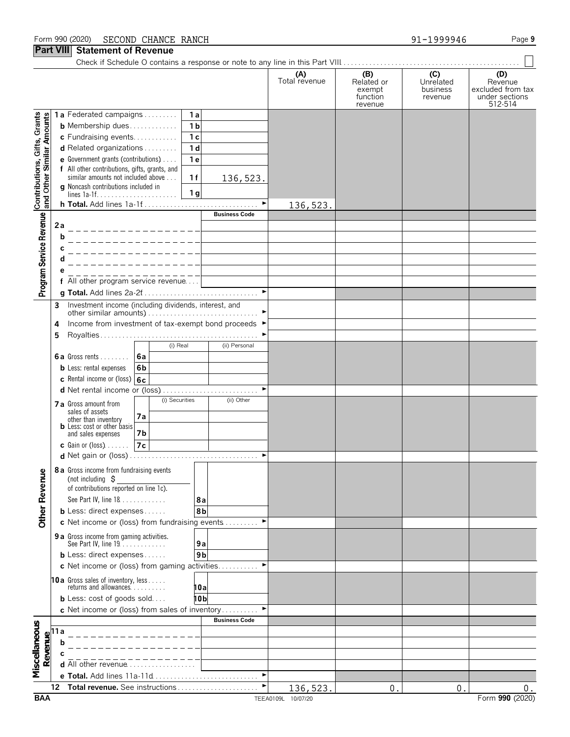Form 990 (2020) SECOND CHANCE RANCH 91-1999946

## Part VIII Statement of Revenue

Check if Schedule O contains a response or note to any line in this Part VIII . . . . . . ☐

| | | | (A) Total revenue | (B) Related or exempt function revenue | (C) Unrelated business revenue | (D) Revenue excluded from tax under sections 512-514 |
|---|---|---|---|---|---|---|
| **Contributions, Gifts, Grants and Other Similar Amounts** | 1a Federated campaigns | 1a | | | | |
| | b Membership dues | 1b | | | | |
| | c Fundraising events | 1c | | | | |
| | d Related organizations | 1d | | | | |
| | e Government grants (contributions) | 1e | | | | |
| | f All other contributions, gifts, grants, and similar amounts not included above | 1f 136,523. | | | | |
| | g Noncash contributions included in lines 1a-1f | 1g | | | | |
| | h **Total.** Add lines 1a-1f ► | | 136,523. | | | |
| **Program Service Revenue** | | Business Code | | | | |
| | 2a | | | | | |
| | b | | | | | |
| | c | | | | | |
| | d | | | | | |
| | e | | | | | |
| | f All other program service revenue | | | | | |
| | g **Total.** Add lines 2a-2f ► | | | | | |
| **Other Revenue** | 3 Investment income (including dividends, interest, and other similar amounts) ► | | | | | |
| | 4 Income from investment of tax-exempt bond proceeds ► | | | | | |
| | 5 Royalties ► | | | | | |
| | | (i) Real | (ii) Personal | | | |
| | 6a Gross rents 6a | | | | | |
| | b Less: rental expenses 6b | | | | | |
| | c Rental income or (loss) 6c | | | | | |
| | d Net rental income or (loss) ► | | | | | |
| | | (i) Securities | (ii) Other | | | |
| | 7a Gross amount from sales of assets other than inventory 7a | | | | | |
| | b Less: cost or other basis and sales expenses 7b | | | | | |
| | c Gain or (loss) 7c | | | | | |
| | d Net gain or (loss) ► | | | | | |
| | 8a Gross income from fundraising events (not including $ ______ of contributions reported on line 1c). See Part IV, line 18 | 8a | | | | |
| | b Less: direct expenses | 8b | | | | |
| | c Net income or (loss) from fundraising events ► | | | | | |
| | 9a Gross income from gaming activities. See Part IV, line 19 | 9a | | | | |
| | b Less: direct expenses | 9b | | | | |
| | c Net income or (loss) from gaming activities ► | | | | | |
| | 10a Gross sales of inventory, less returns and allowances | 10a | | | | |
| | b Less: cost of goods sold | 10b | | | | |
| | c Net income or (loss) from sales of inventory ► | | | | | |
| **Miscellaneous Revenue** | | Business Code | | | | |
| | 11a | | | | | |
| | b | | | | | |
| | c | | | | | |
| | d All other revenue | | | | | |
| | e **Total.** Add lines 11a-11d ► | | | | | |
| | 12 **Total revenue.** See instructions ► | | 136,523. | 0. | 0. | 0. |

BAA TEEA0109L 10/07/20 Form **990** (2020)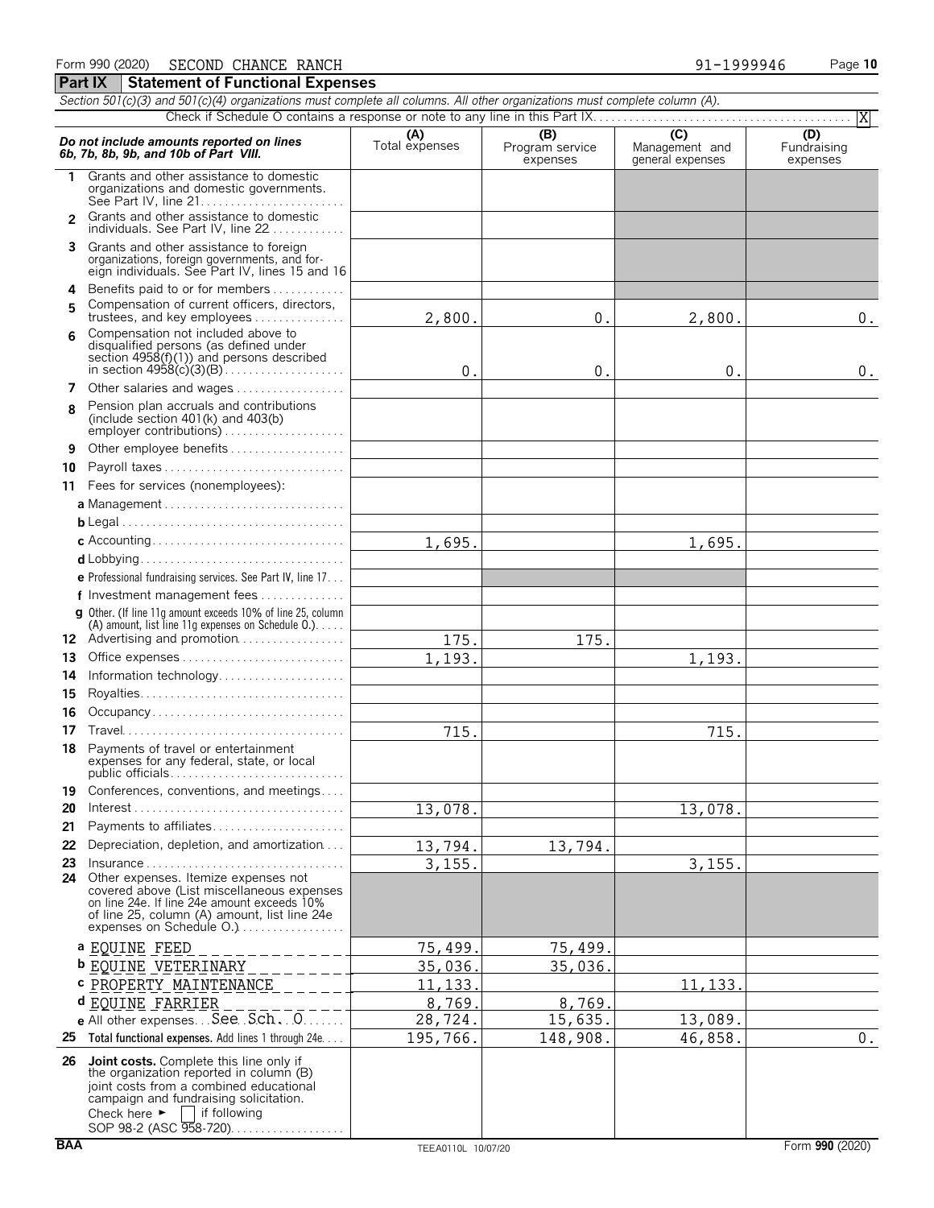Form 990 (2020) SECOND CHANCE RANCH 91-1999946

## Part IX Statement of Functional Expenses

*Section 501(c)(3) and 501(c)(4) organizations must complete all columns. All other organizations must complete column (A).*

Check if Schedule O contains a response or note to any line in this Part IX. [X]

| *Do not include amounts reported on lines 6b, 7b, 8b, 9b, and 10b of Part VIII.* | (A) Total expenses | (B) Program service expenses | (C) Management and general expenses | (D) Fundraising expenses |
|---|---|---|---|---|
| 1 Grants and other assistance to domestic organizations and domestic governments. See Part IV, line 21 | | | | |
| 2 Grants and other assistance to domestic individuals. See Part IV, line 22 | | | | |
| 3 Grants and other assistance to foreign organizations, foreign governments, and foreign individuals. See Part IV, lines 15 and 16 | | | | |
| 4 Benefits paid to or for members | | | | |
| 5 Compensation of current officers, directors, trustees, and key employees | 2,800. | 0. | 2,800. | 0. |
| 6 Compensation not included above to disqualified persons (as defined under section 4958(f)(1)) and persons described in section 4958(c)(3)(B) | 0. | 0. | 0. | 0. |
| 7 Other salaries and wages | | | | |
| 8 Pension plan accruals and contributions (include section 401(k) and 403(b) employer contributions) | | | | |
| 9 Other employee benefits | | | | |
| 10 Payroll taxes | | | | |
| 11 Fees for services (nonemployees): | | | | |
| a Management | | | | |
| b Legal | | | | |
| c Accounting | 1,695. | | 1,695. | |
| d Lobbying | | | | |
| e Professional fundraising services. See Part IV, line 17 | | | | |
| f Investment management fees | | | | |
| g Other. (If line 11g amount exceeds 10% of line 25, column (A) amount, list line 11g expenses on Schedule O.) | | | | |
| 12 Advertising and promotion | 175. | 175. | | |
| 13 Office expenses | 1,193. | | 1,193. | |
| 14 Information technology | | | | |
| 15 Royalties | | | | |
| 16 Occupancy | | | | |
| 17 Travel | 715. | | 715. | |
| 18 Payments of travel or entertainment expenses for any federal, state, or local public officials | | | | |
| 19 Conferences, conventions, and meetings | | | | |
| 20 Interest | 13,078. | | 13,078. | |
| 21 Payments to affiliates | | | | |
| 22 Depreciation, depletion, and amortization | 13,794. | 13,794. | | |
| 23 Insurance | 3,155. | | 3,155. | |
| 24 Other expenses. Itemize expenses not covered above (List miscellaneous expenses on line 24e. If line 24e amount exceeds 10% of line 25, column (A) amount, list line 24e expenses on Schedule O.) | | | | |
| a EQUINE FEED | 75,499. | 75,499. | | |
| b EQUINE VETERINARY | 35,036. | 35,036. | | |
| c PROPERTY MAINTENANCE | 11,133. | | 11,133. | |
| d EQUINE FARRIER | 8,769. | 8,769. | | |
| e All other expenses See Sch. O | 28,724. | 15,635. | 13,089. | |
| 25 **Total functional expenses.** Add lines 1 through 24e | 195,766. | 148,908. | 46,858. | 0. |
| 26 **Joint costs.** Complete this line only if the organization reported in column (B) joint costs from a combined educational campaign and fundraising solicitation. Check here ► [ ] if following SOP 98-2 (ASC 958-720) | | | | |

BAA TEEA0110L 10/07/20 Form **990** (2020)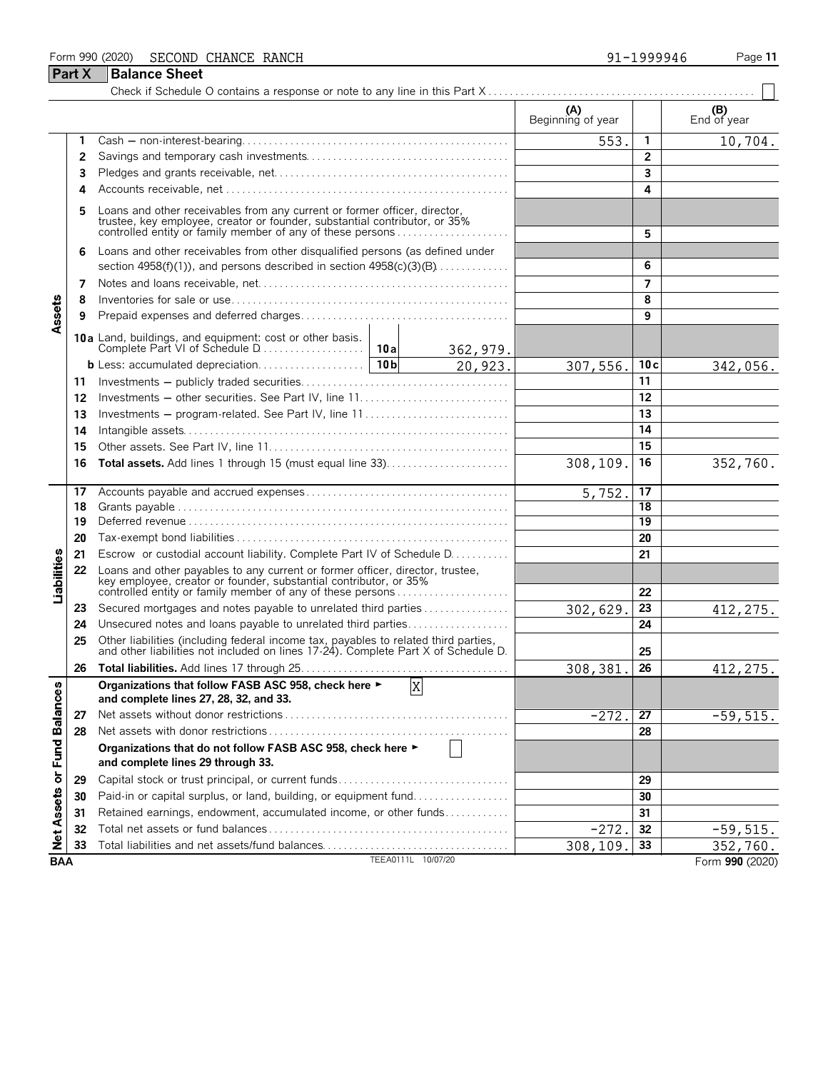Form 990 (2020) SECOND CHANCE RANCH 91-1999946

## Part X Balance Sheet

Check if Schedule O contains a response or note to any line in this Part X . . . . . ☐

| | | | (A) Beginning of year | | (B) End of year |
|---|---|---|---|---|---|
| **Assets** | 1 | Cash — non-interest-bearing | 553. | 1 | 10,704. |
| | 2 | Savings and temporary cash investments | | 2 | |
| | 3 | Pledges and grants receivable, net | | 3 | |
| | 4 | Accounts receivable, net | | 4 | |
| | 5 | Loans and other receivables from any current or former officer, director, trustee, key employee, creator or founder, substantial contributor, or 35% controlled entity or family member of any of these persons | | 5 | |
| | 6 | Loans and other receivables from other disqualified persons (as defined under section 4958(f)(1)), and persons described in section 4958(c)(3)(B) | | 6 | |
| | 7 | Notes and loans receivable, net | | 7 | |
| | 8 | Inventories for sale or use | | 8 | |
| | 9 | Prepaid expenses and deferred charges | | 9 | |
| | 10a | Land, buildings, and equipment: cost or other basis. Complete Part VI of Schedule D . . . 10a 362,979. | | | |
| | b | Less: accumulated depreciation . . . 10b 20,923. | 307,556. | 10c | 342,056. |
| | 11 | Investments — publicly traded securities | | 11 | |
| | 12 | Investments — other securities. See Part IV, line 11 | | 12 | |
| | 13 | Investments — program-related. See Part IV, line 11 | | 13 | |
| | 14 | Intangible assets | | 14 | |
| | 15 | Other assets. See Part IV, line 11 | | 15 | |
| | 16 | **Total assets.** Add lines 1 through 15 (must equal line 33) | 308,109. | 16 | 352,760. |
| **Liabilities** | 17 | Accounts payable and accrued expenses | 5,752. | 17 | |
| | 18 | Grants payable | | 18 | |
| | 19 | Deferred revenue | | 19 | |
| | 20 | Tax-exempt bond liabilities | | 20 | |
| | 21 | Escrow or custodial account liability. Complete Part IV of Schedule D | | 21 | |
| | 22 | Loans and other payables to any current or former officer, director, trustee, key employee, creator or founder, substantial contributor, or 35% controlled entity or family member of any of these persons | | 22 | |
| | 23 | Secured mortgages and notes payable to unrelated third parties | 302,629. | 23 | 412,275. |
| | 24 | Unsecured notes and loans payable to unrelated third parties | | 24 | |
| | 25 | Other liabilities (including federal income tax, payables to related third parties, and other liabilities not included on lines 17-24). Complete Part X of Schedule D | | 25 | |
| | 26 | **Total liabilities.** Add lines 17 through 25 | 308,381. | 26 | 412,275. |
| **Net Assets or Fund Balances** | | **Organizations that follow FASB ASC 958, check here ►** ☒ **and complete lines 27, 28, 32, and 33.** | | | |
| | 27 | Net assets without donor restrictions | -272. | 27 | -59,515. |
| | 28 | Net assets with donor restrictions | | 28 | |
| | | **Organizations that do not follow FASB ASC 958, check here ►** ☐ **and complete lines 29 through 33.** | | | |
| | 29 | Capital stock or trust principal, or current funds | | 29 | |
| | 30 | Paid-in or capital surplus, or land, building, or equipment fund | | 30 | |
| | 31 | Retained earnings, endowment, accumulated income, or other funds | | 31 | |
| | 32 | Total net assets or fund balances | -272. | 32 | -59,515. |
| | 33 | Total liabilities and net assets/fund balances | 308,109. | 33 | 352,760. |

BAA TEEA0111L 10/07/20 Form **990** (2020)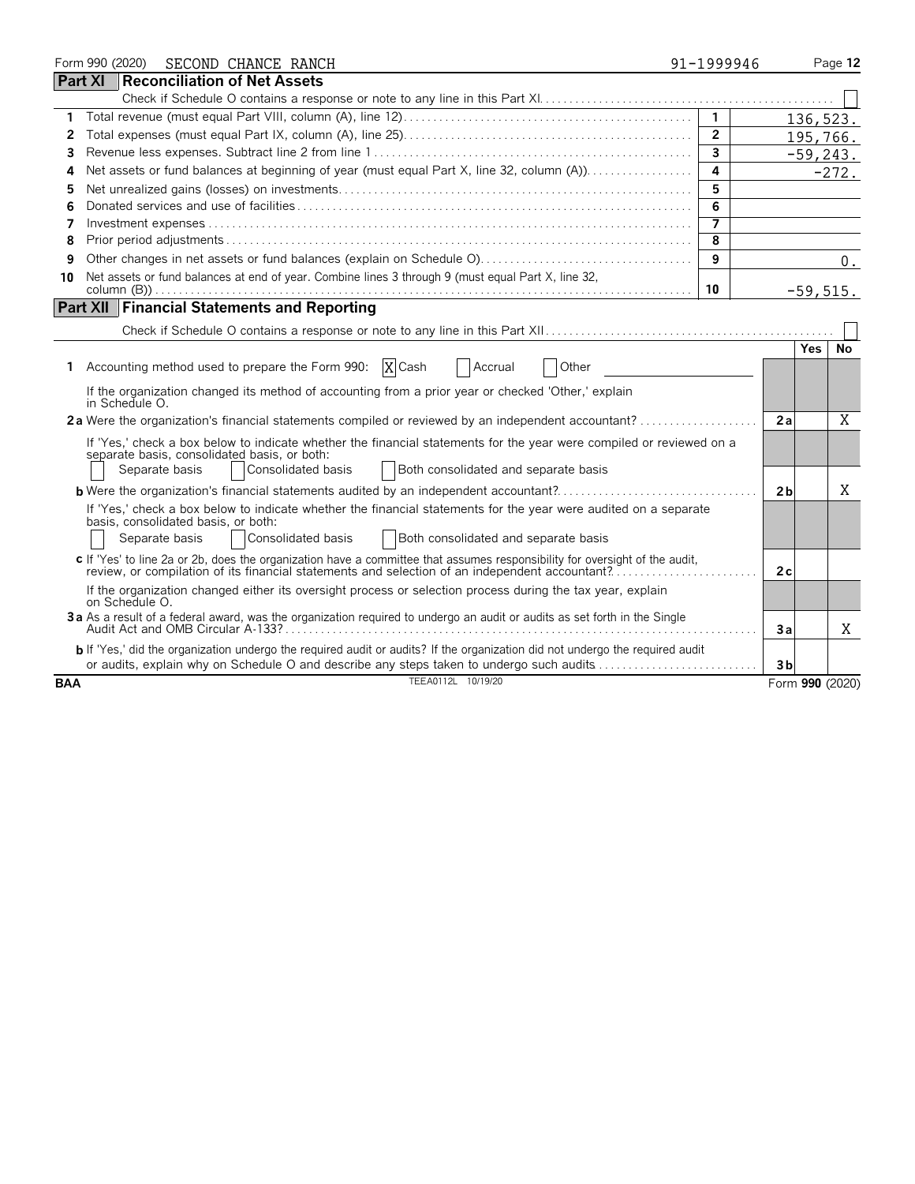Form 990 (2020) SECOND CHANCE RANCH 91-1999946

## Part XI Reconciliation of Net Assets

Check if Schedule O contains a response or note to any line in this Part XI ☐

| | | | |
|---|---|---|---|
| 1 | Total revenue (must equal Part VIII, column (A), line 12) | 1 | 136,523. |
| 2 | Total expenses (must equal Part IX, column (A), line 25) | 2 | 195,766. |
| 3 | Revenue less expenses. Subtract line 2 from line 1 | 3 | -59,243. |
| 4 | Net assets or fund balances at beginning of year (must equal Part X, line 32, column (A)) | 4 | -272. |
| 5 | Net unrealized gains (losses) on investments | 5 | |
| 6 | Donated services and use of facilities | 6 | |
| 7 | Investment expenses | 7 | |
| 8 | Prior period adjustments | 8 | |
| 9 | Other changes in net assets or fund balances (explain on Schedule O) | 9 | 0. |
| 10 | Net assets or fund balances at end of year. Combine lines 3 through 9 (must equal Part X, line 32, column (B)) | 10 | -59,515. |

## Part XII Financial Statements and Reporting

Check if Schedule O contains a response or note to any line in this Part XII ☐

| | | | Yes | No |
|---|---|---|---|---|
| 1 | Accounting method used to prepare the Form 990: ☒ Cash ☐ Accrual ☐ Other | | | |
| | If the organization changed its method of accounting from a prior year or checked 'Other,' explain in Schedule O. | | | |
| 2a | Were the organization's financial statements compiled or reviewed by an independent accountant? | 2a | | X |
| | If 'Yes,' check a box below to indicate whether the financial statements for the year were compiled or reviewed on a separate basis, consolidated basis, or both: ☐ Separate basis ☐ Consolidated basis ☐ Both consolidated and separate basis | | | |
| b | Were the organization's financial statements audited by an independent accountant? | 2b | | X |
| | If 'Yes,' check a box below to indicate whether the financial statements for the year were audited on a separate basis, consolidated basis, or both: ☐ Separate basis ☐ Consolidated basis ☐ Both consolidated and separate basis | | | |
| c | If 'Yes' to line 2a or 2b, does the organization have a committee that assumes responsibility for oversight of the audit, review, or compilation of its financial statements and selection of an independent accountant? | 2c | | |
| | If the organization changed either its oversight process or selection process during the tax year, explain on Schedule O. | | | |
| 3a | As a result of a federal award, was the organization required to undergo an audit or audits as set forth in the Single Audit Act and OMB Circular A-133? | 3a | | X |
| b | If 'Yes,' did the organization undergo the required audit or audits? If the organization did not undergo the required audit or audits, explain why on Schedule O and describe any steps taken to undergo such audits | 3b | | |

BAA TEEA0112L 10/19/20 Form **990** (2020)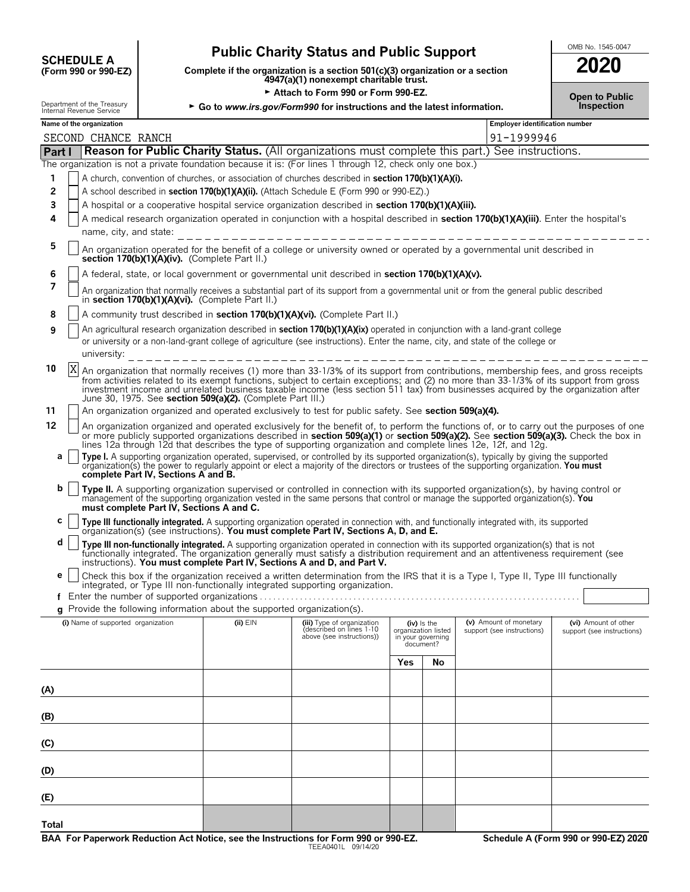**SCHEDULE A**
**(Form 990 or 990-EZ)**

Department of the Treasury
Internal Revenue Service

# Public Charity Status and Public Support

**Complete if the organization is a section 501(c)(3) organization or a section 4947(a)(1) nonexempt charitable trust.**

► **Attach to Form 990 or Form 990-EZ.**

► **Go to www.irs.gov/Form990 for instructions and the latest information.**

OMB No. 1545-0047

**2020**

**Open to Public Inspection**

**Name of the organization:** SECOND CHANCE RANCH

**Employer identification number:** 91-1999946

## Part I — Reason for Public Charity Status. (All organizations must complete this part.) See instructions.

The organization is not a private foundation because it is: (For lines 1 through 12, check only one box.)

1. [ ] A church, convention of churches, or association of churches described in **section 170(b)(1)(A)(i).**
2. [ ] A school described in **section 170(b)(1)(A)(ii).** (Attach Schedule E (Form 990 or 990-EZ).)
3. [ ] A hospital or a cooperative hospital service organization described in **section 170(b)(1)(A)(iii).**
4. [ ] A medical research organization operated in conjunction with a hospital described in **section 170(b)(1)(A)(iii)**. Enter the hospital's name, city, and state:
5. [ ] An organization operated for the benefit of a college or university owned or operated by a governmental unit described in **section 170(b)(1)(A)(iv).** (Complete Part II.)
6. [ ] A federal, state, or local government or governmental unit described in **section 170(b)(1)(A)(v).**
7. [ ] An organization that normally receives a substantial part of its support from a governmental unit or from the general public described in **section 170(b)(1)(A)(vi).** (Complete Part II.)
8. [ ] A community trust described in **section 170(b)(1)(A)(vi).** (Complete Part II.)
9. [ ] An agricultural research organization described in **section 170(b)(1)(A)(ix)** operated in conjunction with a land-grant college or university or a non-land-grant college of agriculture (see instructions). Enter the name, city, and state of the college or university:
10. [X] An organization that normally receives (1) more than 33-1/3% of its support from contributions, membership fees, and gross receipts from activities related to its exempt functions, subject to certain exceptions; and (2) no more than 33-1/3% of its support from gross investment income and unrelated business taxable income (less section 511 tax) from businesses acquired by the organization after June 30, 1975. See **section 509(a)(2).** (Complete Part III.)
11. [ ] An organization organized and operated exclusively to test for public safety. See **section 509(a)(4).**
12. [ ] An organization organized and operated exclusively for the benefit of, to perform the functions of, or to carry out the purposes of one or more publicly supported organizations described in **section 509(a)(1)** or **section 509(a)(2).** See **section 509(a)(3).** Check the box in lines 12a through 12d that describes the type of supporting organization and complete lines 12e, 12f, and 12g.
   - **a** [ ] **Type I.** A supporting organization operated, supervised, or controlled by its supported organization(s), typically by giving the supported organization(s) the power to regularly appoint or elect a majority of the directors or trustees of the supporting organization. **You must complete Part IV, Sections A and B.**
   - **b** [ ] **Type II.** A supporting organization supervised or controlled in connection with its supported organization(s), by having control or management of the supporting organization vested in the same persons that control or manage the supported organization(s). **You must complete Part IV, Sections A and C.**
   - **c** [ ] **Type III functionally integrated.** A supporting organization operated in connection with, and functionally integrated with, its supported organization(s) (see instructions). **You must complete Part IV, Sections A, D, and E.**
   - **d** [ ] **Type III non-functionally integrated.** A supporting organization operated in connection with its supported organization(s) that is not functionally integrated. The organization generally must satisfy a distribution requirement and an attentiveness requirement (see instructions). **You must complete Part IV, Sections A and D, and Part V.**
   - **e** [ ] Check this box if the organization received a written determination from the IRS that it is a Type I, Type II, Type III functionally integrated, or Type III non-functionally integrated supporting organization.
   - **f** Enter the number of supported organizations
   - **g** Provide the following information about the supported organization(s).

| (i) Name of supported organization | (ii) EIN | (iii) Type of organization (described on lines 1-10 above (see instructions)) | (iv) Is the organization listed in your governing document? Yes | No | (v) Amount of monetary support (see instructions) | (vi) Amount of other support (see instructions) |
|---|---|---|---|---|---|---|
| (A) | | | | | | |
| (B) | | | | | | |
| (C) | | | | | | |
| (D) | | | | | | |
| (E) | | | | | | |
| Total | | | | | | |

**BAA For Paperwork Reduction Act Notice, see the Instructions for Form 990 or 990-EZ.** TEEA0401L 09/14/20 **Schedule A (Form 990 or 990-EZ) 2020**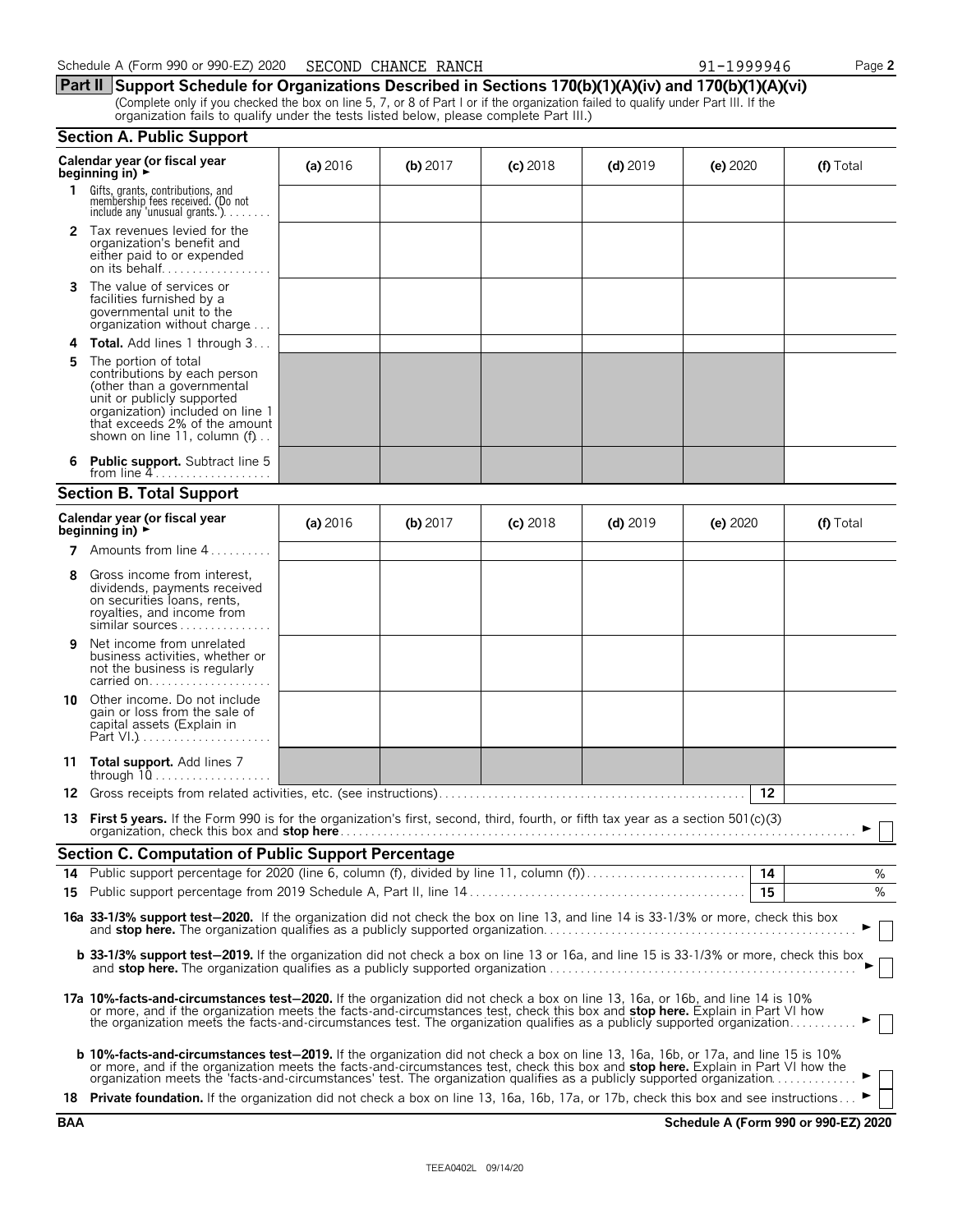Schedule A (Form 990 or 990-EZ) 2020 SECOND CHANCE RANCH 91-1999946 Page **2**

## Part II Support Schedule for Organizations Described in Sections 170(b)(1)(A)(iv) and 170(b)(1)(A)(vi)

(Complete only if you checked the box on line 5, 7, or 8 of Part I or if the organization failed to qualify under Part III. If the organization fails to qualify under the tests listed below, please complete Part III.)

### Section A. Public Support

| Calendar year (or fiscal year beginning in) ► | (a) 2016 | (b) 2017 | (c) 2018 | (d) 2019 | (e) 2020 | (f) Total |
|---|---|---|---|---|---|---|
| **1** Gifts, grants, contributions, and membership fees received. (Do not include any 'unusual grants.') | | | | | | |
| **2** Tax revenues levied for the organization's benefit and either paid to or expended on its behalf | | | | | | |
| **3** The value of services or facilities furnished by a governmental unit to the organization without charge | | | | | | |
| **4 Total.** Add lines 1 through 3 | | | | | | |
| **5** The portion of total contributions by each person (other than a governmental unit or publicly supported organization) included on line 1 that exceeds 2% of the amount shown on line 11, column (f) | | | | | | |
| **6 Public support.** Subtract line 5 from line 4 | | | | | | |

### Section B. Total Support

| Calendar year (or fiscal year beginning in) ► | (a) 2016 | (b) 2017 | (c) 2018 | (d) 2019 | (e) 2020 | (f) Total |
|---|---|---|---|---|---|---|
| **7** Amounts from line 4 | | | | | | |
| **8** Gross income from interest, dividends, payments received on securities loans, rents, royalties, and income from similar sources | | | | | | |
| **9** Net income from unrelated business activities, whether or not the business is regularly carried on | | | | | | |
| **10** Other income. Do not include gain or loss from the sale of capital assets (Explain in Part VI.) | | | | | | |
| **11 Total support.** Add lines 7 through 10 | | | | | | |

**12** Gross receipts from related activities, etc. (see instructions) | **12** |

**13 First 5 years.** If the Form 990 is for the organization's first, second, third, fourth, or fifth tax year as a section 501(c)(3) organization, check this box and **stop here** ► ☐

### Section C. Computation of Public Support Percentage

**14** Public support percentage for 2020 (line 6, column (f)), divided by line 11, column (f)) | **14** | %

**15** Public support percentage from 2019 Schedule A, Part II, line 14 | **15** | %

**16a 33-1/3% support test–2020.** If the organization did not check the box on line 13, and line 14 is 33-1/3% or more, check this box and **stop here.** The organization qualifies as a publicly supported organization ► ☐

**b 33-1/3% support test–2019.** If the organization did not check a box on line 13 or 16a, and line 15 is 33-1/3% or more, check this box and **stop here.** The organization qualifies as a publicly supported organization ► ☐

**17a 10%-facts-and-circumstances test–2020.** If the organization did not check a box on line 13, 16a, or 16b, and line 14 is 10% or more, and if the organization meets the facts-and-circumstances test, check this box and **stop here.** Explain in Part VI how the organization meets the facts-and-circumstances test. The organization qualifies as a publicly supported organization ► ☐

**b 10%-facts-and-circumstances test–2019.** If the organization did not check a box on line 13, 16a, 16b, or 17a, and line 15 is 10% or more, and if the organization meets the facts-and-circumstances test, check this box and **stop here.** Explain in Part VI how the organization meets the 'facts-and-circumstances' test. The organization qualifies as a publicly supported organization ► ☐

**18 Private foundation.** If the organization did not check a box on line 13, 16a, 16b, 17a, or 17b, check this box and see instructions ► ☐

**BAA** **Schedule A (Form 990 or 990-EZ) 2020**

TEEA0402L 09/14/20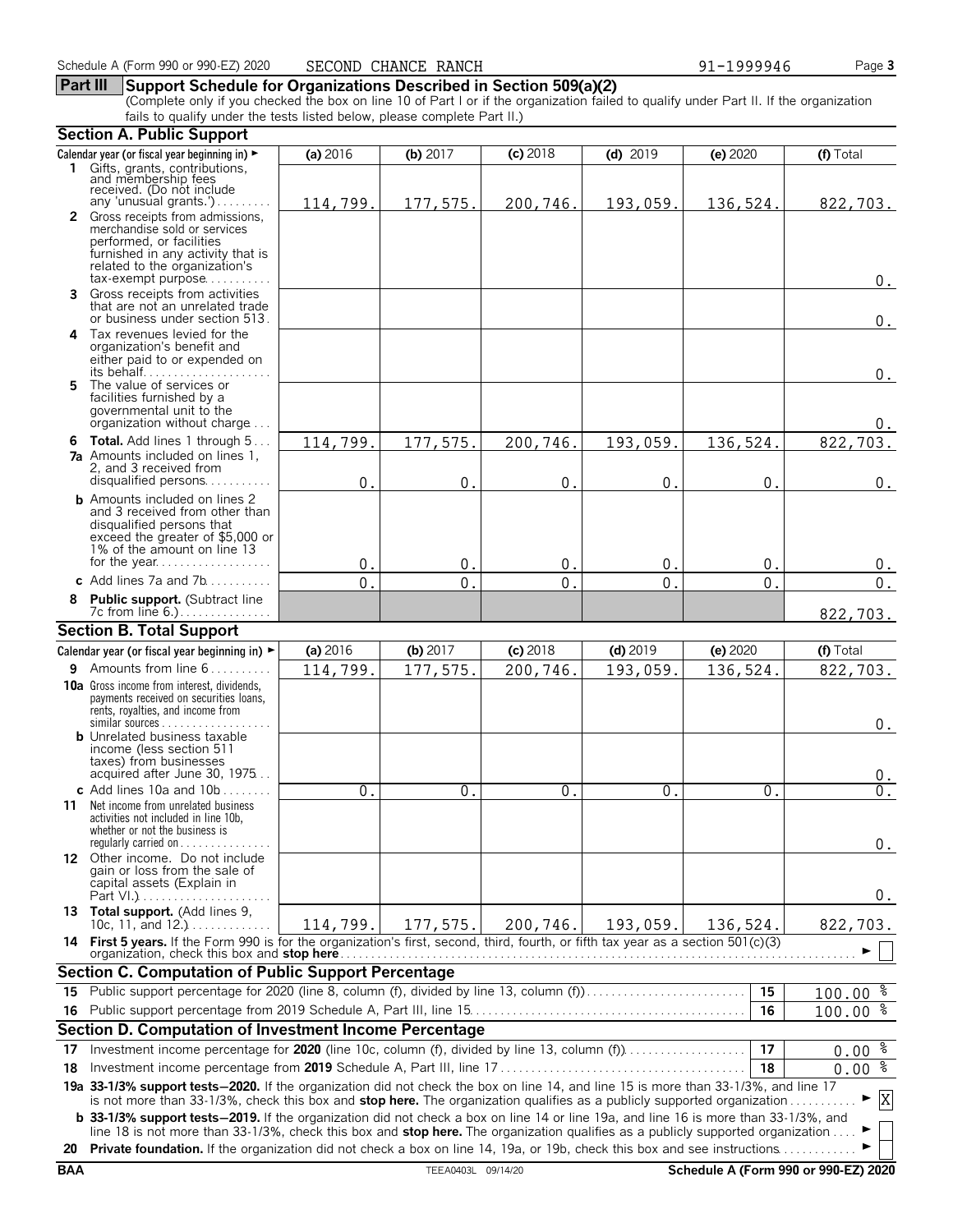Schedule A (Form 990 or 990-EZ) 2020 SECOND CHANCE RANCH 91-1999946

## Part III Support Schedule for Organizations Described in Section 509(a)(2)

(Complete only if you checked the box on line 10 of Part I or if the organization failed to qualify under Part II. If the organization fails to qualify under the tests listed below, please complete Part II.)

### Section A. Public Support

| Calendar year (or fiscal year beginning in) ► | (a) 2016 | (b) 2017 | (c) 2018 | (d) 2019 | (e) 2020 | (f) Total |
|---|---|---|---|---|---|---|
| **1** Gifts, grants, contributions, and membership fees received. (Do not include any 'unusual grants.') | 114,799. | 177,575. | 200,746. | 193,059. | 136,524. | 822,703. |
| **2** Gross receipts from admissions, merchandise sold or services performed, or facilities furnished in any activity that is related to the organization's tax-exempt purpose | | | | | | 0. |
| **3** Gross receipts from activities that are not an unrelated trade or business under section 513 | | | | | | 0. |
| **4** Tax revenues levied for the organization's benefit and either paid to or expended on its behalf | | | | | | 0. |
| **5** The value of services or facilities furnished by a governmental unit to the organization without charge | | | | | | 0. |
| **6 Total.** Add lines 1 through 5 | 114,799. | 177,575. | 200,746. | 193,059. | 136,524. | 822,703. |
| **7a** Amounts included on lines 1, 2, and 3 received from disqualified persons | 0. | 0. | 0. | 0. | 0. | 0. |
| **b** Amounts included on lines 2 and 3 received from other than disqualified persons that exceed the greater of $5,000 or 1% of the amount on line 13 for the year | 0. | 0. | 0. | 0. | 0. | 0. |
| **c** Add lines 7a and 7b | 0. | 0. | 0. | 0. | 0. | 0. |
| **8 Public support.** (Subtract line 7c from line 6.) | | | | | | 822,703. |

### Section B. Total Support

| Calendar year (or fiscal year beginning in) ► | (a) 2016 | (b) 2017 | (c) 2018 | (d) 2019 | (e) 2020 | (f) Total |
|---|---|---|---|---|---|---|
| **9** Amounts from line 6 | 114,799. | 177,575. | 200,746. | 193,059. | 136,524. | 822,703. |
| **10a** Gross income from interest, dividends, payments received on securities loans, rents, royalties, and income from similar sources | | | | | | 0. |
| **b** Unrelated business taxable income (less section 511 taxes) from businesses acquired after June 30, 1975 | | | | | | 0. |
| **c** Add lines 10a and 10b | 0. | 0. | 0. | 0. | 0. | 0. |
| **11** Net income from unrelated business activities not included in line 10b, whether or not the business is regularly carried on | | | | | | 0. |
| **12** Other income. Do not include gain or loss from the sale of capital assets (Explain in Part VI.) | | | | | | 0. |
| **13 Total support.** (Add lines 9, 10c, 11, and 12.) | 114,799. | 177,575. | 200,746. | 193,059. | 136,524. | 822,703. |

**14 First 5 years.** If the Form 990 is for the organization's first, second, third, fourth, or fifth tax year as a section 501(c)(3) organization, check this box and **stop here** ► ☐

### Section C. Computation of Public Support Percentage

| | | | |
|---|---|---|---|
| **15** | Public support percentage for 2020 (line 8, column (f), divided by line 13, column (f)) | 15 | 100.00 % |
| **16** | Public support percentage from 2019 Schedule A, Part III, line 15 | 16 | 100.00 % |

### Section D. Computation of Investment Income Percentage

| | | | |
|---|---|---|---|
| **17** | Investment income percentage for **2020** (line 10c, column (f), divided by line 13, column (f)) | 17 | 0.00 % |
| **18** | Investment income percentage from **2019** Schedule A, Part III, line 17 | 18 | 0.00 % |

**19a 33-1/3% support tests—2020.** If the organization did not check the box on line 14, and line 15 is more than 33-1/3%, and line 17 is not more than 33-1/3%, check this box and **stop here.** The organization qualifies as a publicly supported organization ► ☒

**b 33-1/3% support tests—2019.** If the organization did not check a box on line 14 or line 19a, and line 16 is more than 33-1/3%, and line 18 is not more than 33-1/3%, check this box and **stop here.** The organization qualifies as a publicly supported organization ► ☐

**20 Private foundation.** If the organization did not check a box on line 14, 19a, or 19b, check this box and see instructions ► ☐

BAA TEEA0403L 09/14/20 Schedule A (Form 990 or 990-EZ) 2020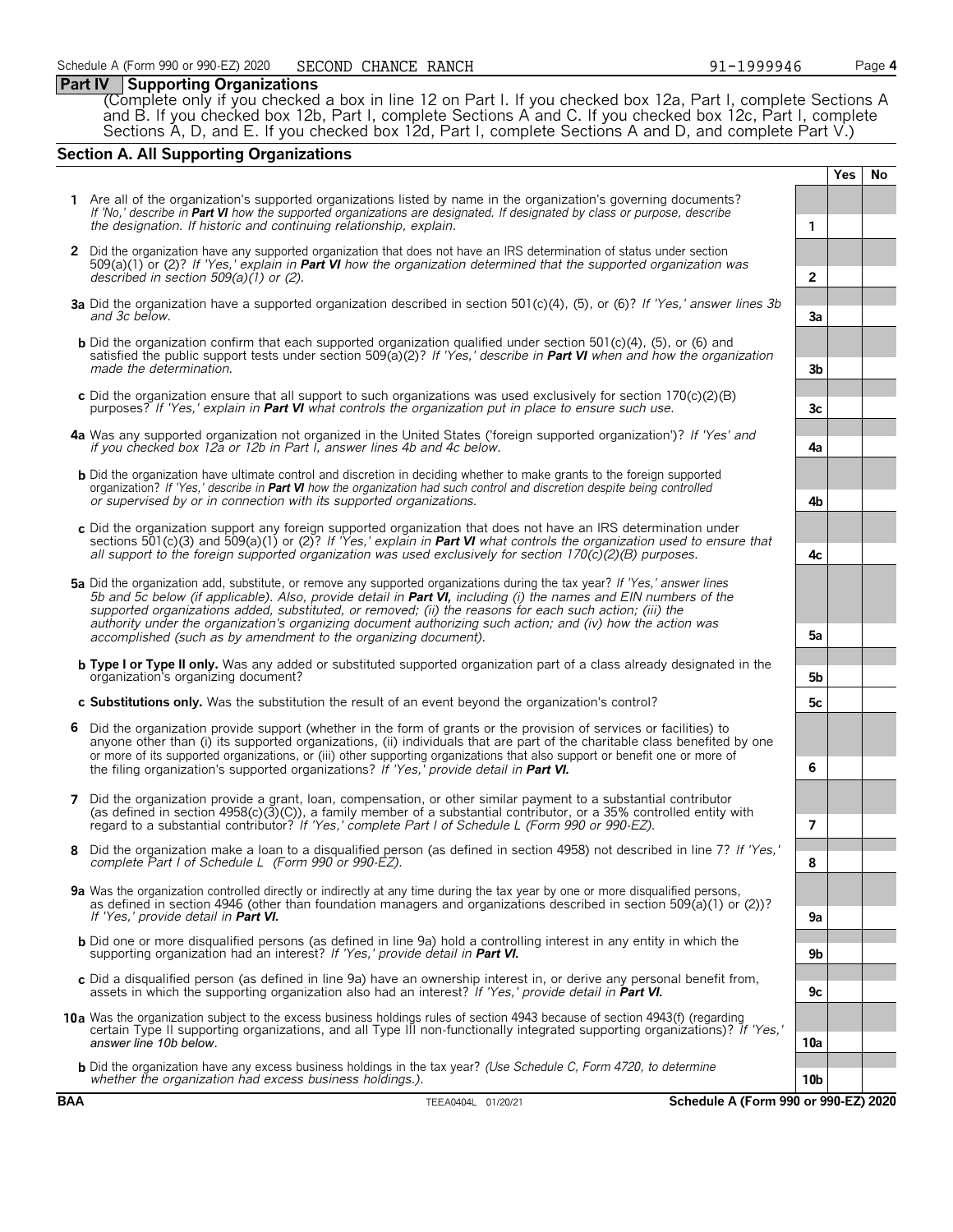Schedule A (Form 990 or 990-EZ) 2020 SECOND CHANCE RANCH 91-1999946

## Part IV Supporting Organizations

(Complete only if you checked a box in line 12 on Part I. If you checked box 12a, Part I, complete Sections A and B. If you checked box 12b, Part I, complete Sections A and C. If you checked box 12c, Part I, complete Sections A, D, and E. If you checked box 12d, Part I, complete Sections A and D, and complete Part V.)

### Section A. All Supporting Organizations

| | | | Yes | No |
|---|---|---|---|---|
| **1** | Are all of the organization's supported organizations listed by name in the organization's governing documents? *If 'No,' describe in **Part VI** how the supported organizations are designated. If designated by class or purpose, describe the designation. If historic and continuing relationship, explain.* | 1 | | |
| **2** | Did the organization have any supported organization that does not have an IRS determination of status under section 509(a)(1) or (2)? *If 'Yes,' explain in **Part VI** how the organization determined that the supported organization was described in section 509(a)(1) or (2).* | 2 | | |
| **3a** | Did the organization have a supported organization described in section 501(c)(4), (5), or (6)? *If 'Yes,' answer lines 3b and 3c below.* | 3a | | |
| **b** | Did the organization confirm that each supported organization qualified under section 501(c)(4), (5), or (6) and satisfied the public support tests under section 509(a)(2)? *If 'Yes,' describe in **Part VI** when and how the organization made the determination.* | 3b | | |
| **c** | Did the organization ensure that all support to such organizations was used exclusively for section 170(c)(2)(B) purposes? *If 'Yes,' explain in **Part VI** what controls the organization put in place to ensure such use.* | 3c | | |
| **4a** | Was any supported organization not organized in the United States ('foreign supported organization')? *If 'Yes' and if you checked box 12a or 12b in Part I, answer lines 4b and 4c below.* | 4a | | |
| **b** | Did the organization have ultimate control and discretion in deciding whether to make grants to the foreign supported organization? *If 'Yes,' describe in **Part VI** how the organization had such control and discretion despite being controlled or supervised by or in connection with its supported organizations.* | 4b | | |
| **c** | Did the organization support any foreign supported organization that does not have an IRS determination under sections 501(c)(3) and 509(a)(1) or (2)? *If 'Yes,' explain in **Part VI** what controls the organization used to ensure that all support to the foreign supported organization was used exclusively for section 170(c)(2)(B) purposes.* | 4c | | |
| **5a** | Did the organization add, substitute, or remove any supported organizations during the tax year? *If 'Yes,' answer lines 5b and 5c below (if applicable). Also, provide detail in **Part VI,** including (i) the names and EIN numbers of the supported organizations added, substituted, or removed; (ii) the reasons for each such action; (iii) the authority under the organization's organizing document authorizing such action; and (iv) how the action was accomplished (such as by amendment to the organizing document).* | 5a | | |
| **b** | **Type I or Type II only.** Was any added or substituted supported organization part of a class already designated in the organization's organizing document? | 5b | | |
| **c** | **Substitutions only.** Was the substitution the result of an event beyond the organization's control? | 5c | | |
| **6** | Did the organization provide support (whether in the form of grants or the provision of services or facilities) to anyone other than (i) its supported organizations, (ii) individuals that are part of the charitable class benefited by one or more of its supported organizations, or (iii) other supporting organizations that also support or benefit one or more of the filing organization's supported organizations? *If 'Yes,' provide detail in **Part VI.*** | 6 | | |
| **7** | Did the organization provide a grant, loan, compensation, or other similar payment to a substantial contributor (as defined in section 4958(c)(3)(C)), a family member of a substantial contributor, or a 35% controlled entity with regard to a substantial contributor? *If 'Yes,' complete Part I of Schedule L (Form 990 or 990-EZ).* | 7 | | |
| **8** | Did the organization make a loan to a disqualified person (as defined in section 4958) not described in line 7? *If 'Yes,' complete Part I of Schedule L (Form 990 or 990-EZ).* | 8 | | |
| **9a** | Was the organization controlled directly or indirectly at any time during the tax year by one or more disqualified persons, as defined in section 4946 (other than foundation managers and organizations described in section 509(a)(1) or (2))? *If 'Yes,' provide detail in **Part VI.*** | 9a | | |
| **b** | Did one or more disqualified persons (as defined in line 9a) hold a controlling interest in any entity in which the supporting organization had an interest? *If 'Yes,' provide detail in **Part VI.*** | 9b | | |
| **c** | Did a disqualified person (as defined in line 9a) have an ownership interest in, or derive any personal benefit from, assets in which the supporting organization also had an interest? *If 'Yes,' provide detail in **Part VI.*** | 9c | | |
| **10a** | Was the organization subject to the excess business holdings rules of section 4943 because of section 4943(f) (regarding certain Type II supporting organizations, and all Type III non-functionally integrated supporting organizations)? *If 'Yes,' answer line 10b below.* | 10a | | |
| **b** | Did the organization have any excess business holdings in the tax year? *(Use Schedule C, Form 4720, to determine whether the organization had excess business holdings.).* | 10b | | |

**BAA** TEEA0404L 01/20/21 **Schedule A (Form 990 or 990-EZ) 2020**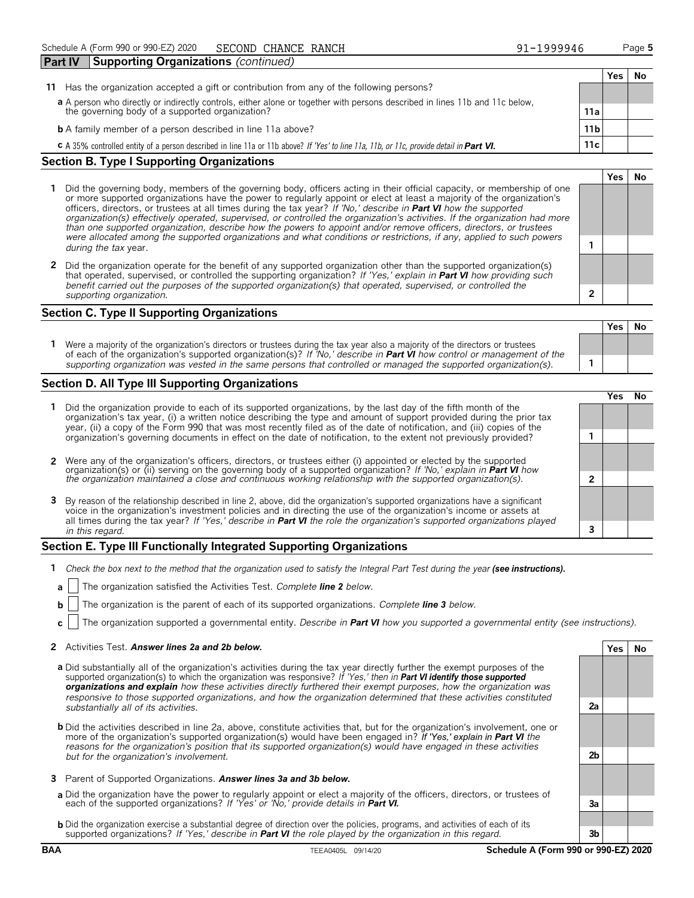Schedule A (Form 990 or 990-EZ) 2020 SECOND CHANCE RANCH 91-1999946

## Part IV Supporting Organizations *(continued)*

| | | | Yes | No |
|---|---|---|---|---|
| **11** | Has the organization accepted a gift or contribution from any of the following persons? | | | |
| **a** | A person who directly or indirectly controls, either alone or together with persons described in lines 11b and 11c below, the governing body of a supported organization? | 11a | | |
| **b** | A family member of a person described in line 11a above? | 11b | | |
| **c** | A 35% controlled entity of a person described in line 11a or 11b above? *If 'Yes' to line 11a, 11b, or 11c, provide detail in* ***Part VI.*** | 11c | | |

## Section B. Type I Supporting Organizations

| | | | Yes | No |
|---|---|---|---|---|
| **1** | Did the governing body, members of the governing body, officers acting in their official capacity, or membership of one or more supported organizations have the power to regularly appoint or elect at least a majority of the organization's officers, directors, or trustees at all times during the tax year? *If 'No,' describe in* ***Part VI*** *how the supported organization(s) effectively operated, supervised, or controlled the organization's activities. If the organization had more than one supported organization, describe how the powers to appoint and/or remove officers, directors, or trustees were allocated among the supported organizations and what conditions or restrictions, if any, applied to such powers during the tax* year. | 1 | | |
| **2** | Did the organization operate for the benefit of any supported organization other than the supported organization(s) that operated, supervised, or controlled the supporting organization? *If 'Yes,' explain in* ***Part VI*** *how providing such benefit carried out the purposes of the supported organization(s) that operated, supervised, or controlled the supporting organization.* | 2 | | |

## Section C. Type II Supporting Organizations

| | | | Yes | No |
|---|---|---|---|---|
| **1** | Were a majority of the organization's directors or trustees during the tax year also a majority of the directors or trustees of each of the organization's supported organization(s)? *If 'No,' describe in* ***Part VI*** *how control or management of the supporting organization was vested in the same persons that controlled or managed the supported organization(s).* | 1 | | |

## Section D. All Type III Supporting Organizations

| | | | Yes | No |
|---|---|---|---|---|
| **1** | Did the organization provide to each of its supported organizations, by the last day of the fifth month of the organization's tax year, (i) a written notice describing the type and amount of support provided during the prior tax year, (ii) a copy of the Form 990 that was most recently filed as of the date of notification, and (iii) copies of the organization's governing documents in effect on the date of notification, to the extent not previously provided? | 1 | | |
| **2** | Were any of the organization's officers, directors, or trustees either (i) appointed or elected by the supported organization(s) or (ii) serving on the governing body of a supported organization? *If 'No,' explain in* ***Part VI*** *how the organization maintained a close and continuous working relationship with the supported organization(s).* | 2 | | |
| **3** | By reason of the relationship described in line 2, above, did the organization's supported organizations have a significant voice in the organization's investment policies and in directing the use of the organization's income or assets at all times during the tax year? *If 'Yes,' describe in* ***Part VI*** *the role the organization's supported organizations played in this regard.* | 3 | | |

## Section E. Type III Functionally Integrated Supporting Organizations

**1** *Check the box next to the method that the organization used to satisfy the Integral Part Test during the year* ***(see instructions).***

**a** ☐ The organization satisfied the Activities Test. *Complete* ***line 2*** *below.*

**b** ☐ The organization is the parent of each of its supported organizations. *Complete* ***line 3*** *below.*

**c** ☐ The organization supported a governmental entity. *Describe in* ***Part VI*** *how you supported a governmental entity (see instructions).*

| | | | Yes | No |
|---|---|---|---|---|
| **2** | Activities Test. ***Answer lines 2a and 2b below.*** | | | |
| **a** | Did substantially all of the organization's activities during the tax year directly further the exempt purposes of the supported organization(s) to which the organization was responsive? *If 'Yes,' then in* ***Part VI identify those supported organizations and explain*** *how these activities directly furthered their exempt purposes, how the organization was responsive to those supported organizations, and how the organization determined that these activities constituted substantially all of its activities.* | 2a | | |
| **b** | Did the activities described in line 2a, above, constitute activities that, but for the organization's involvement, one or more of the organization's supported organization(s) would have been engaged in? *If 'Yes,' explain in* ***Part VI*** *the reasons for the organization's position that its supported organization(s) would have engaged in these activities but for the organization's involvement.* | 2b | | |
| **3** | Parent of Supported Organizations. ***Answer lines 3a and 3b below.*** | | | |
| **a** | Did the organization have the power to regularly appoint or elect a majority of the officers, directors, or trustees of each of the supported organizations? *If 'Yes' or 'No,' provide details in* ***Part VI.*** | 3a | | |
| **b** | Did the organization exercise a substantial degree of direction over the policies, programs, and activities of each of its supported organizations? *If 'Yes,' describe in* ***Part VI*** *the role played by the organization in this regard.* | 3b | | |

BAA TEEA0405L 09/14/20 Schedule A (Form 990 or 990-EZ) 2020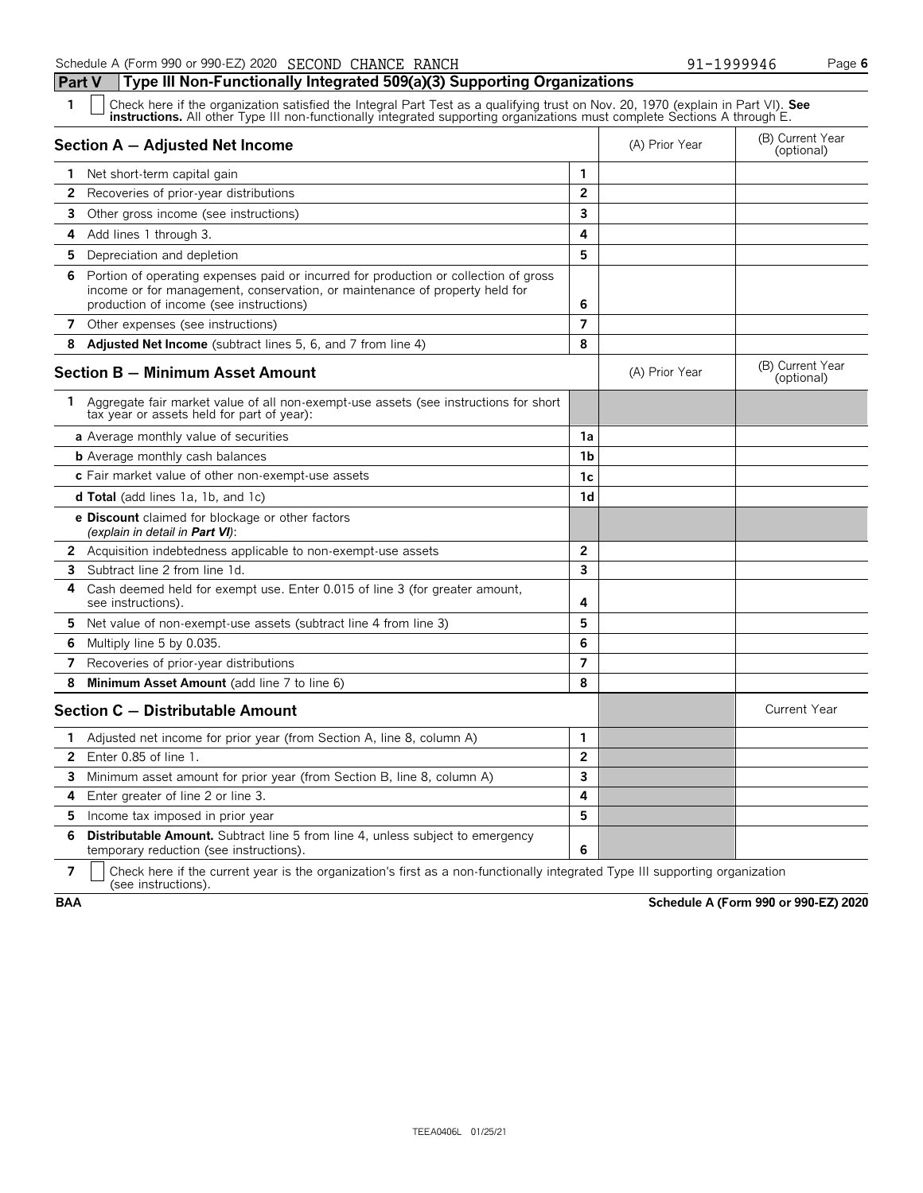## Part V — Type III Non-Functionally Integrated 509(a)(3) Supporting Organizations

**1** ☐ Check here if the organization satisfied the Integral Part Test as a qualifying trust on Nov. 20, 1970 (explain in Part VI). **See instructions.** All other Type III non-functionally integrated supporting organizations must complete Sections A through E.

| Section A — Adjusted Net Income | | (A) Prior Year | (B) Current Year (optional) |
|---|---|---|---|
| **1** Net short-term capital gain | 1 | | |
| **2** Recoveries of prior-year distributions | 2 | | |
| **3** Other gross income (see instructions) | 3 | | |
| **4** Add lines 1 through 3. | 4 | | |
| **5** Depreciation and depletion | 5 | | |
| **6** Portion of operating expenses paid or incurred for production or collection of gross income or for management, conservation, or maintenance of property held for production of income (see instructions) | 6 | | |
| **7** Other expenses (see instructions) | 7 | | |
| **8** **Adjusted Net Income** (subtract lines 5, 6, and 7 from line 4) | 8 | | |

| Section B — Minimum Asset Amount | | (A) Prior Year | (B) Current Year (optional) |
|---|---|---|---|
| **1** Aggregate fair market value of all non-exempt-use assets (see instructions for short tax year or assets held for part of year): | | | |
| **a** Average monthly value of securities | 1a | | |
| **b** Average monthly cash balances | 1b | | |
| **c** Fair market value of other non-exempt-use assets | 1c | | |
| **d Total** (add lines 1a, 1b, and 1c) | 1d | | |
| **e Discount** claimed for blockage or other factors *(explain in detail in **Part VI**)*: | | | |
| **2** Acquisition indebtedness applicable to non-exempt-use assets | 2 | | |
| **3** Subtract line 2 from line 1d. | 3 | | |
| **4** Cash deemed held for exempt use. Enter 0.015 of line 3 (for greater amount, see instructions). | 4 | | |
| **5** Net value of non-exempt-use assets (subtract line 4 from line 3) | 5 | | |
| **6** Multiply line 5 by 0.035. | 6 | | |
| **7** Recoveries of prior-year distributions | 7 | | |
| **8** **Minimum Asset Amount** (add line 7 to line 6) | 8 | | |

| Section C — Distributable Amount | | | Current Year |
|---|---|---|---|
| **1** Adjusted net income for prior year (from Section A, line 8, column A) | 1 | | |
| **2** Enter 0.85 of line 1. | 2 | | |
| **3** Minimum asset amount for prior year (from Section B, line 8, column A) | 3 | | |
| **4** Enter greater of line 2 or line 3. | 4 | | |
| **5** Income tax imposed in prior year | 5 | | |
| **6** **Distributable Amount.** Subtract line 5 from line 4, unless subject to emergency temporary reduction (see instructions). | 6 | | |

**7** ☐ Check here if the current year is the organization's first as a non-functionally integrated Type III supporting organization (see instructions).

**BAA** **Schedule A (Form 990 or 990-EZ) 2020**

TEEA0406L 01/25/21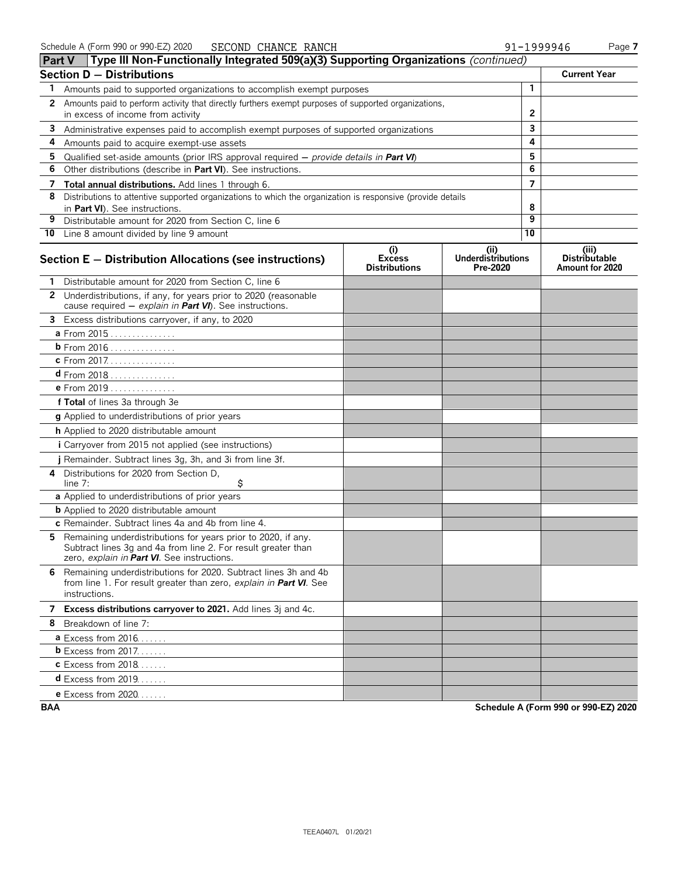Schedule A (Form 990 or 990-EZ) 2020 SECOND CHANCE RANCH 91-1999946

## Part V Type III Non-Functionally Integrated 509(a)(3) Supporting Organizations *(continued)*

### Section D — Distributions

| | | | Current Year |
|---|---|---|---|
| **1** | Amounts paid to supported organizations to accomplish exempt purposes | 1 | |
| **2** | Amounts paid to perform activity that directly furthers exempt purposes of supported organizations, in excess of income from activity | 2 | |
| **3** | Administrative expenses paid to accomplish exempt purposes of supported organizations | 3 | |
| **4** | Amounts paid to acquire exempt-use assets | 4 | |
| **5** | Qualified set-aside amounts (prior IRS approval required — *provide details in **Part VI***) | 5 | |
| **6** | Other distributions (describe in **Part VI**). See instructions. | 6 | |
| **7** | **Total annual distributions.** Add lines 1 through 6. | 7 | |
| **8** | Distributions to attentive supported organizations to which the organization is responsive (provide details in **Part VI**). See instructions. | 8 | |
| **9** | Distributable amount for 2020 from Section C, line 6 | 9 | |
| **10** | Line 8 amount divided by line 9 amount | 10 | |

### Section E — Distribution Allocations (see instructions)

| | (i) Excess Distributions | (ii) Underdistributions Pre-2020 | (iii) Distributable Amount for 2020 |
|---|---|---|---|
| **1** Distributable amount for 2020 from Section C, line 6 | | | |
| **2** Underdistributions, if any, for years prior to 2020 (reasonable cause required — *explain in **Part VI***). See instructions. | | | |
| **3** Excess distributions carryover, if any, to 2020 | | | |
| **a** From 2015 | | | |
| **b** From 2016 | | | |
| **c** From 2017 | | | |
| **d** From 2018 | | | |
| **e** From 2019 | | | |
| **f Total** of lines 3a through 3e | | | |
| **g** Applied to underdistributions of prior years | | | |
| **h** Applied to 2020 distributable amount | | | |
| **i** Carryover from 2015 not applied (see instructions) | | | |
| **j** Remainder. Subtract lines 3g, 3h, and 3i from line 3f. | | | |
| **4** Distributions for 2020 from Section D, line 7: $ | | | |
| **a** Applied to underdistributions of prior years | | | |
| **b** Applied to 2020 distributable amount | | | |
| **c** Remainder. Subtract lines 4a and 4b from line 4. | | | |
| **5** Remaining underdistributions for years prior to 2020, if any. Subtract lines 3g and 4a from line 2. For result greater than zero, *explain in **Part VI***. See instructions. | | | |
| **6** Remaining underdistributions for 2020. Subtract lines 3h and 4b from line 1. For result greater than zero, *explain in **Part VI***. See instructions. | | | |
| **7 Excess distributions carryover to 2021.** Add lines 3j and 4c. | | | |
| **8** Breakdown of line 7: | | | |
| **a** Excess from 2016 | | | |
| **b** Excess from 2017 | | | |
| **c** Excess from 2018 | | | |
| **d** Excess from 2019 | | | |
| **e** Excess from 2020 | | | |

BAA

Schedule A (Form 990 or 990-EZ) 2020

TEEA0407L 01/20/21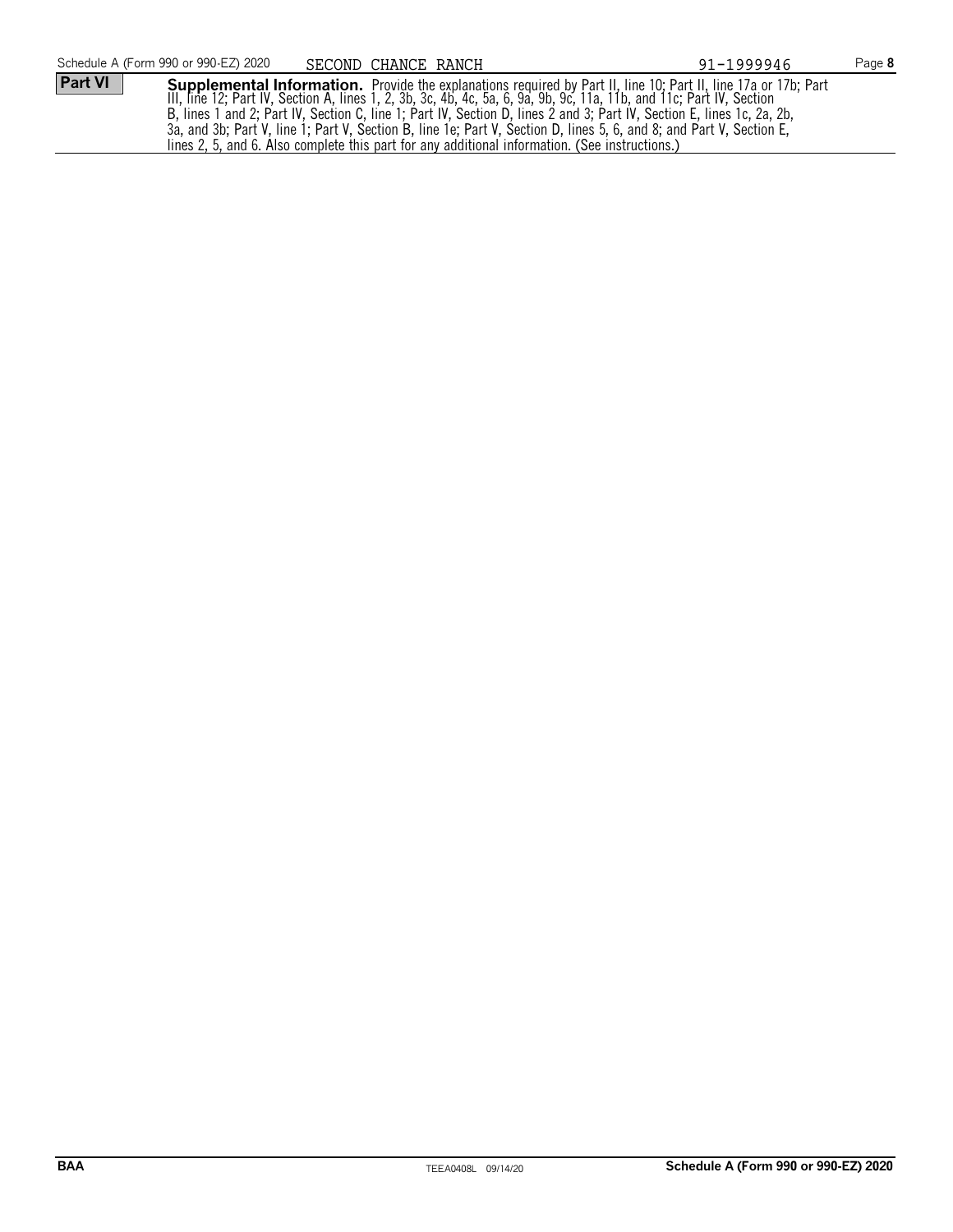**Part VI** **Supplemental Information.** Provide the explanations required by Part II, line 10; Part II, line 17a or 17b; Part III, line 12; Part IV, Section A, lines 1, 2, 3b, 3c, 4b, 4c, 5a, 6, 9a, 9b, 9c, 11a, 11b, and 11c; Part IV, Section B, lines 1 and 2; Part IV, Section C, line 1; Part IV, Section D, lines 2 and 3; Part IV, Section E, lines 1c, 2a, 2b, 3a, and 3b; Part V, line 1; Part V, Section B, line 1e; Part V, Section D, lines 5, 6, and 8; and Part V, Section E, lines 2, 5, and 6. Also complete this part for any additional information. (See instructions.)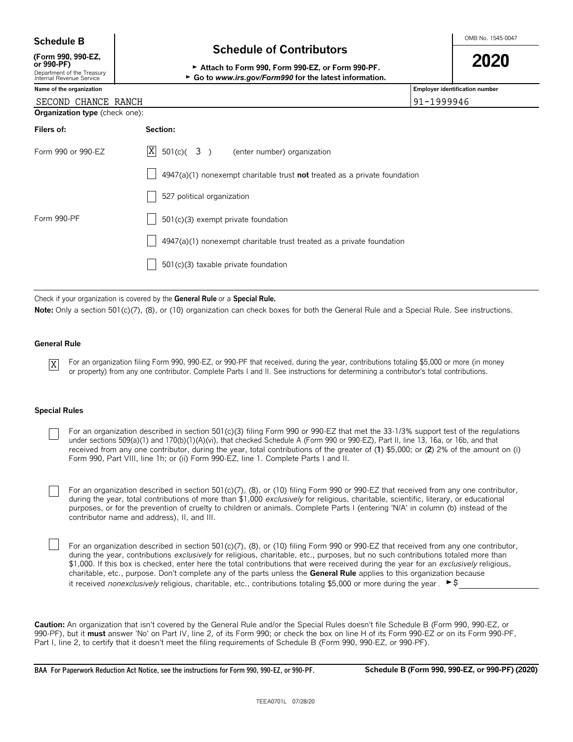**Schedule B**

**(Form 990, 990-EZ, or 990-PF)**
Department of the Treasury
Internal Revenue Service

# Schedule of Contributors

► **Attach to Form 990, Form 990-EZ, or Form 990-PF.**
► **Go to *www.irs.gov/Form990* for the latest information.**

OMB No. 1545-0047

**2020**

| Name of the organization | Employer identification number |
|---|---|
| SECOND CHANCE RANCH | 91-1999946 |

**Organization type** (check one):

| Filers of: | Section: |
|---|---|
| Form 990 or 990-EZ | [X] 501(c)( 3 ) (enter number) organization |
| | [ ] 4947(a)(1) nonexempt charitable trust **not** treated as a private foundation |
| | [ ] 527 political organization |
| Form 990-PF | [ ] 501(c)(3) exempt private foundation |
| | [ ] 4947(a)(1) nonexempt charitable trust treated as a private foundation |
| | [ ] 501(c)(3) taxable private foundation |

Check if your organization is covered by the **General Rule** or a **Special Rule.**

**Note:** Only a section 501(c)(7), (8), or (10) organization can check boxes for both the General Rule and a Special Rule. See instructions.

### General Rule

[X] For an organization filing Form 990, 990-EZ, or 990-PF that received, during the year, contributions totaling $5,000 or more (in money or property) from any one contributor. Complete Parts I and II. See instructions for determining a contributor's total contributions.

### Special Rules

[ ] For an organization described in section 501(c)(3) filing Form 990 or 990-EZ that met the 33-1/3% support test of the regulations under sections 509(a)(1) and 170(b)(1)(A)(vi), that checked Schedule A (Form 990 or 990-EZ), Part II, line 13, 16a, or 16b, and that received from any one contributor, during the year, total contributions of the greater of (**1**) $5,000; or (**2**) 2% of the amount on (i) Form 990, Part VIII, line 1h; or (ii) Form 990-EZ, line 1. Complete Parts I and II.

[ ] For an organization described in section 501(c)(7), (8), or (10) filing Form 990 or 990-EZ that received from any one contributor, during the year, total contributions of more than $1,000 *exclusively* for religious, charitable, scientific, literary, or educational purposes, or for the prevention of cruelty to children or animals. Complete Parts I (entering 'N/A' in column (b) instead of the contributor name and address), II, and III.

[ ] For an organization described in section 501(c)(7), (8), or (10) filing Form 990 or 990-EZ that received from any one contributor, during the year, contributions *exclusively* for religious, charitable, etc., purposes, but no such contributions totaled more than $1,000. If this box is checked, enter here the total contributions that were received during the year for an *exclusively* religious, charitable, etc., purpose. Don't complete any of the parts unless the **General Rule** applies to this organization because it received *nonexclusively* religious, charitable, etc., contributions totaling $5,000 or more during the year . ►$ ______

**Caution:** An organization that isn't covered by the General Rule and/or the Special Rules doesn't file Schedule B (Form 990, 990-EZ, or 990-PF), but it **must** answer 'No' on Part IV, line 2, of its Form 990; or check the box on line H of its Form 990-EZ or on its Form 990-PF, Part I, line 2, to certify that it doesn't meet the filing requirements of Schedule B (Form 990, 990-EZ, or 990-PF).

**BAA For Paperwork Reduction Act Notice, see the instructions for Form 990, 990-EZ, or 990-PF.** **Schedule B (Form 990, 990-EZ, or 990-PF) (2020)**

TEEA0701L 07/28/20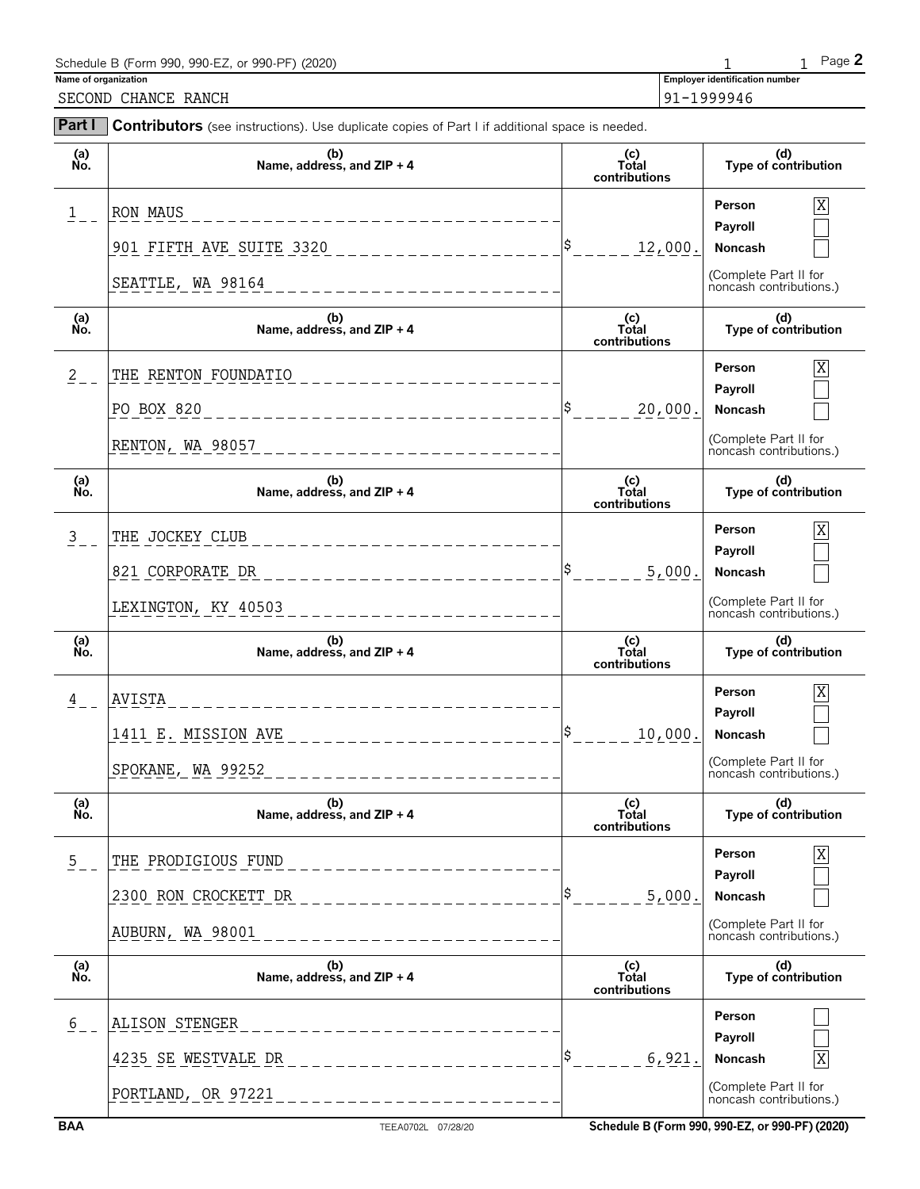Schedule B (Form 990, 990-EZ, or 990-PF) (2020) Page **2**

**Name of organization**
SECOND CHANCE RANCH

**Employer identification number**
91-1999946

**Part I** **Contributors** (see instructions). Use duplicate copies of Part I if additional space is needed.

| (a) No. | (b) Name, address, and ZIP + 4 | (c) Total contributions | (d) Type of contribution |
|---|---|---|---|
| 1 | RON MAUS<br>901 FIFTH AVE SUITE 3320<br>SEATTLE, WA 98164 | $ 12,000. | Person [X]<br>Payroll [ ]<br>Noncash [ ]<br>(Complete Part II for noncash contributions.) |
| 2 | THE RENTON FOUNDATIO<br>PO BOX 820<br>RENTON, WA 98057 | $ 20,000. | Person [X]<br>Payroll [ ]<br>Noncash [ ]<br>(Complete Part II for noncash contributions.) |
| 3 | THE JOCKEY CLUB<br>821 CORPORATE DR<br>LEXINGTON, KY 40503 | $ 5,000. | Person [X]<br>Payroll [ ]<br>Noncash [ ]<br>(Complete Part II for noncash contributions.) |
| 4 | AVISTA<br>1411 E. MISSION AVE<br>SPOKANE, WA 99252 | $ 10,000. | Person [X]<br>Payroll [ ]<br>Noncash [ ]<br>(Complete Part II for noncash contributions.) |
| 5 | THE PRODIGIOUS FUND<br>2300 RON CROCKETT DR<br>AUBURN, WA 98001 | $ 5,000. | Person [X]<br>Payroll [ ]<br>Noncash [ ]<br>(Complete Part II for noncash contributions.) |
| 6 | ALISON STENGER<br>4235 SE WESTVALE DR<br>PORTLAND, OR 97221 | $ 6,921. | Person [ ]<br>Payroll [ ]<br>Noncash [X]<br>(Complete Part II for noncash contributions.) |

BAA TEEA0702L 07/28/20 Schedule B (Form 990, 990-EZ, or 990-PF) (2020)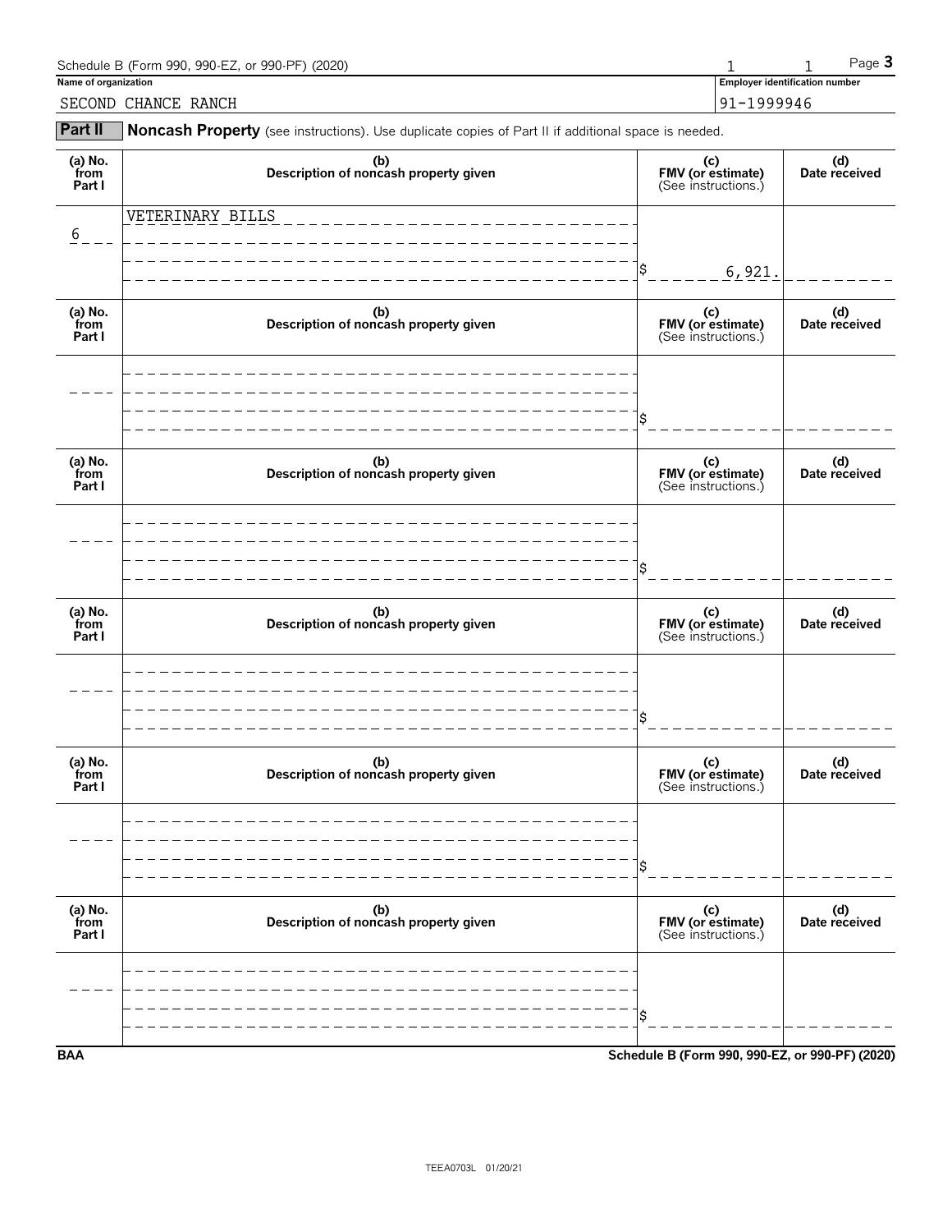Name of organization: SECOND CHANCE RANCH

Employer identification number: 91-1999946

## Part II Noncash Property

(see instructions). Use duplicate copies of Part II if additional space is needed.

| (a) No. from Part I | (b) Description of noncash property given | (c) FMV (or estimate) (See instructions.) | (d) Date received |
|---|---|---|---|
| 6 | VETERINARY BILLS | $ 6,921. | |

| (a) No. from Part I | (b) Description of noncash property given | (c) FMV (or estimate) (See instructions.) | (d) Date received |
|---|---|---|---|
| | | $ | |

| (a) No. from Part I | (b) Description of noncash property given | (c) FMV (or estimate) (See instructions.) | (d) Date received |
|---|---|---|---|
| | | $ | |

| (a) No. from Part I | (b) Description of noncash property given | (c) FMV (or estimate) (See instructions.) | (d) Date received |
|---|---|---|---|
| | | $ | |

| (a) No. from Part I | (b) Description of noncash property given | (c) FMV (or estimate) (See instructions.) | (d) Date received |
|---|---|---|---|
| | | $ | |

| (a) No. from Part I | (b) Description of noncash property given | (c) FMV (or estimate) (See instructions.) | (d) Date received |
|---|---|---|---|
| | | $ | |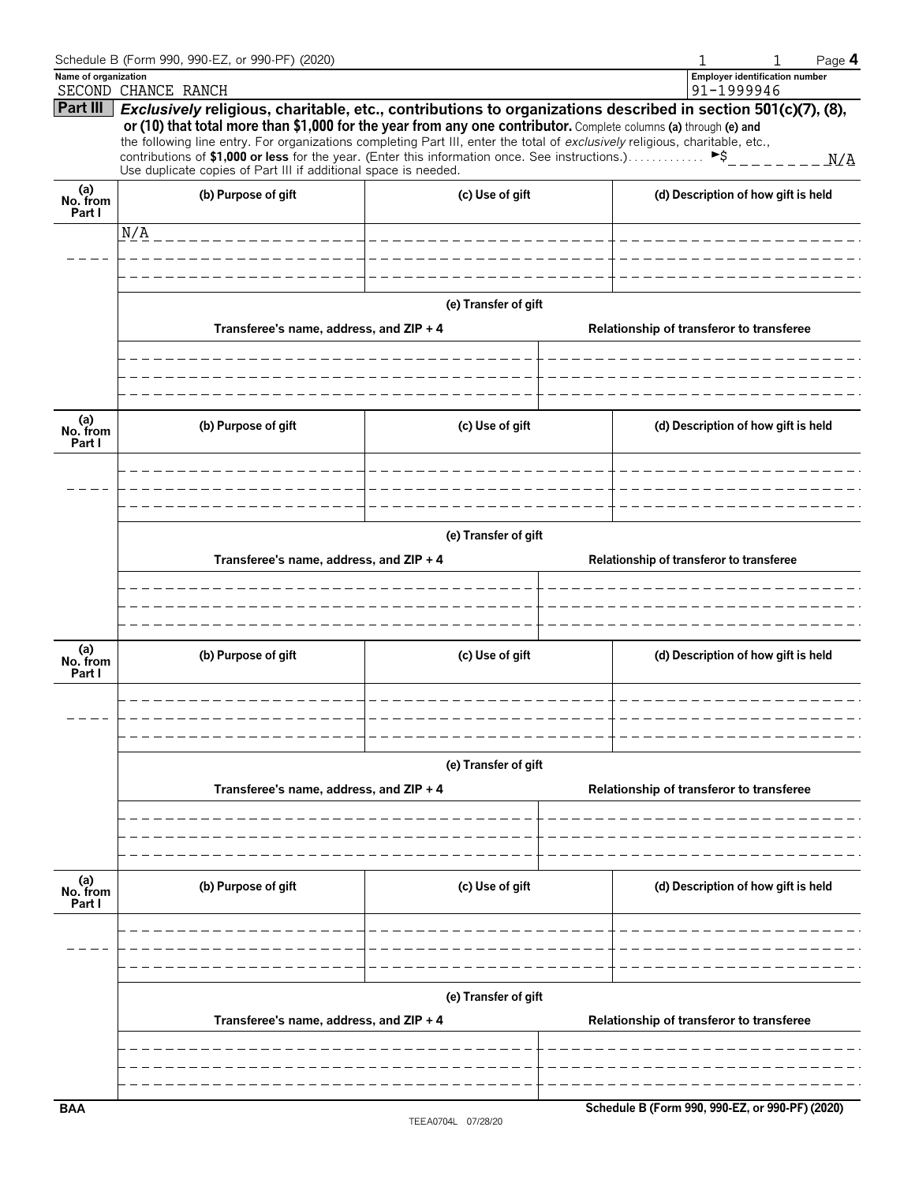Schedule B (Form 990, 990-EZ, or 990-PF) (2020)

**Name of organization**
SECOND CHANCE RANCH

**Employer identification number**
91-1999946

**Part III** ***Exclusively*** **religious, charitable, etc., contributions to organizations described in section 501(c)(7), (8), or (10) that total more than $1,000 for the year from any one contributor.** Complete columns **(a)** through **(e)** and the following line entry. For organizations completing Part III, enter the total of *exclusively* religious, charitable, etc., contributions of **$1,000 or less** for the year. (Enter this information once. See instructions.) ► $ N/A

Use duplicate copies of Part III if additional space is needed.

| (a) No. from Part I | (b) Purpose of gift | (c) Use of gift | (d) Description of how gift is held |
|---|---|---|---|
| | N/A | | |

**(e) Transfer of gift**

| Transferee's name, address, and ZIP + 4 | Relationship of transferor to transferee |
|---|---|
| | |

| (a) No. from Part I | (b) Purpose of gift | (c) Use of gift | (d) Description of how gift is held |
|---|---|---|---|
| | | | |

**(e) Transfer of gift**

| Transferee's name, address, and ZIP + 4 | Relationship of transferor to transferee |
|---|---|
| | |

| (a) No. from Part I | (b) Purpose of gift | (c) Use of gift | (d) Description of how gift is held |
|---|---|---|---|
| | | | |

**(e) Transfer of gift**

| Transferee's name, address, and ZIP + 4 | Relationship of transferor to transferee |
|---|---|
| | |

| (a) No. from Part I | (b) Purpose of gift | (c) Use of gift | (d) Description of how gift is held |
|---|---|---|---|
| | | | |

**(e) Transfer of gift**

| Transferee's name, address, and ZIP + 4 | Relationship of transferor to transferee |
|---|---|
| | |

BAA Schedule B (Form 990, 990-EZ, or 990-PF) (2020)

TEEA0704L 07/28/20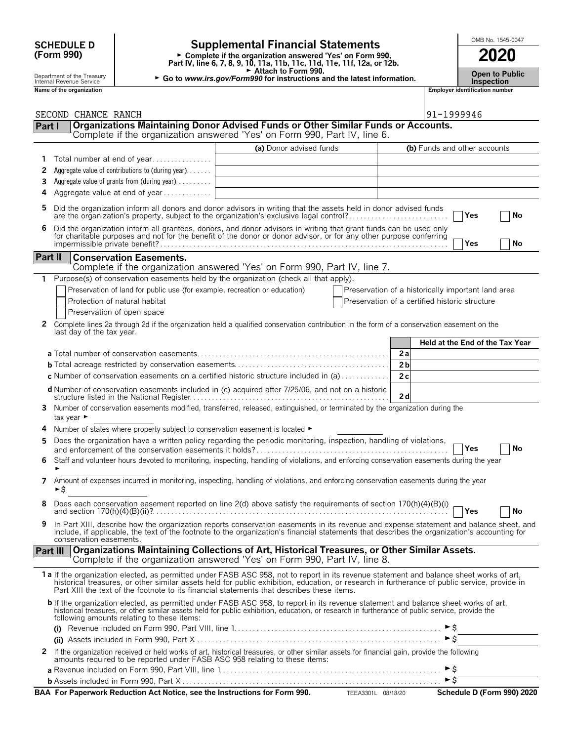**SCHEDULE D (Form 990)**

Department of the Treasury
Internal Revenue Service

# Supplemental Financial Statements

► Complete if the organization answered 'Yes' on Form 990, Part IV, line 6, 7, 8, 9, 10, 11a, 11b, 11c, 11d, 11e, 11f, 12a, or 12b.
► Attach to Form 990.
► Go to *www.irs.gov/Form990* for instructions and the latest information.

OMB No. 1545-0047

**2020**

**Open to Public Inspection**

**Name of the organization**: SECOND CHANCE RANCH

**Employer identification number**: 91-1999946

## Part I — Organizations Maintaining Donor Advised Funds or Other Similar Funds or Accounts.

Complete if the organization answered 'Yes' on Form 990, Part IV, line 6.

| | | (a) Donor advised funds | (b) Funds and other accounts |
|---|---|---|---|
| 1 | Total number at end of year | | |
| 2 | Aggregate value of contributions to (during year) | | |
| 3 | Aggregate value of grants from (during year) | | |
| 4 | Aggregate value at end of year | | |

5 Did the organization inform all donors and donor advisors in writing that the assets held in donor advised funds are the organization's property, subject to the organization's exclusive legal control? ☐ Yes ☐ No

6 Did the organization inform all grantees, donors, and donor advisors in writing that grant funds can be used only for charitable purposes and not for the benefit of the donor or donor advisor, or for any other purpose conferring impermissible private benefit? ☐ Yes ☐ No

## Part II — Conservation Easements.

Complete if the organization answered 'Yes' on Form 990, Part IV, line 7.

1 Purpose(s) of conservation easements held by the organization (check all that apply).

- ☐ Preservation of land for public use (for example, recreation or education)
- ☐ Protection of natural habitat
- ☐ Preservation of open space
- ☐ Preservation of a historically important land area
- ☐ Preservation of a certified historic structure

2 Complete lines 2a through 2d if the organization held a qualified conservation contribution in the form of a conservation easement on the last day of the tax year.

| | | Held at the End of the Tax Year |
|---|---|---|
| **a** Total number of conservation easements | 2a | |
| **b** Total acreage restricted by conservation easements | 2b | |
| **c** Number of conservation easements on a certified historic structure included in (a) | 2c | |
| **d** Number of conservation easements included in (c) acquired after 7/25/06, and not on a historic structure listed in the National Register | 2d | |

3 Number of conservation easements modified, transferred, released, extinguished, or terminated by the organization during the tax year ►

4 Number of states where property subject to conservation easement is located ►

5 Does the organization have a written policy regarding the periodic monitoring, inspection, handling of violations, and enforcement of the conservation easements it holds? ☐ Yes ☐ No

6 Staff and volunteer hours devoted to monitoring, inspecting, handling of violations, and enforcing conservation easements during the year ►

7 Amount of expenses incurred in monitoring, inspecting, handling of violations, and enforcing conservation easements during the year ►$

8 Does each conservation easement reported on line 2(d) above satisfy the requirements of section 170(h)(4)(B)(i) and section 170(h)(4)(B)(ii)? ☐ Yes ☐ No

9 In Part XIII, describe how the organization reports conservation easements in its revenue and expense statement and balance sheet, and include, if applicable, the text of the footnote to the organization's financial statements that describes the organization's accounting for conservation easements.

## Part III — Organizations Maintaining Collections of Art, Historical Treasures, or Other Similar Assets.

Complete if the organization answered 'Yes' on Form 990, Part IV, line 8.

**1a** If the organization elected, as permitted under FASB ASC 958, not to report in its revenue statement and balance sheet works of art, historical treasures, or other similar assets held for public exhibition, education, or research in furtherance of public service, provide in Part XIII the text of the footnote to its financial statements that describes these items.

**b** If the organization elected, as permitted under FASB ASC 958, to report in its revenue statement and balance sheet works of art, historical treasures, or other similar assets held for public exhibition, education, or research in furtherance of public service, provide the following amounts relating to these items:

**(i)** Revenue included on Form 990, Part VIII, line 1 ►$

**(ii)** Assets included in Form 990, Part X ►$

2 If the organization received or held works of art, historical treasures, or other similar assets for financial gain, provide the following amounts required to be reported under FASB ASC 958 relating to these items:

**a** Revenue included on Form 990, Part VIII, line 1 ►$

**b** Assets included in Form 990, Part X ►$

**BAA For Paperwork Reduction Act Notice, see the Instructions for Form 990.** TEEA3301L 08/18/20 **Schedule D (Form 990) 2020**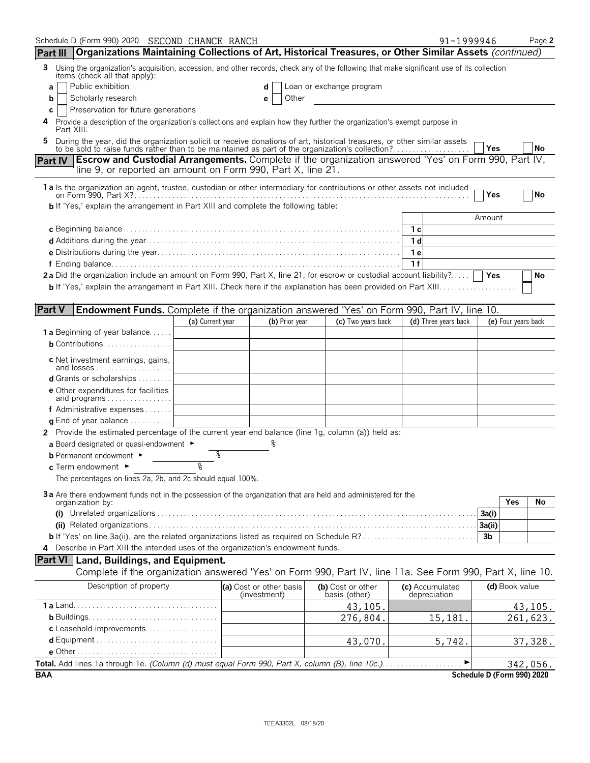Schedule D (Form 990) 2020 SECOND CHANCE RANCH 91-1999946 Page **2**

## Part III Organizations Maintaining Collections of Art, Historical Treasures, or Other Similar Assets *(continued)*

**3** Using the organization's acquisition, accession, and other records, check any of the following that make significant use of its collection items (check all that apply):

- **a** [ ] Public exhibition
- **b** [ ] Scholarly research
- **c** [ ] Preservation for future generations
- **d** [ ] Loan or exchange program
- **e** [ ] Other

**4** Provide a description of the organization's collections and explain how they further the organization's exempt purpose in Part XIII.

**5** During the year, did the organization solicit or receive donations of art, historical treasures, or other similar assets to be sold to raise funds rather than to be maintained as part of the organization's collection? [ ] Yes [ ] No

## Part IV Escrow and Custodial Arrangements.
Complete if the organization answered 'Yes' on Form 990, Part IV, line 9, or reported an amount on Form 990, Part X, line 21.

**1a** Is the organization an agent, trustee, custodian or other intermediary for contributions or other assets not included on Form 990, Part X? [ ] Yes [ ] No

**b** If 'Yes,' explain the arrangement in Part XIII and complete the following table:

| | | Amount |
|---|---|---|
| **c** Beginning balance | 1c | |
| **d** Additions during the year | 1d | |
| **e** Distributions during the year | 1e | |
| **f** Ending balance | 1f | |

**2a** Did the organization include an amount on Form 990, Part X, line 21, for escrow or custodial account liability? [ ] Yes [ ] No

**b** If 'Yes,' explain the arrangement in Part XIII. Check here if the explanation has been provided on Part XIII [ ]

## Part V Endowment Funds.
Complete if the organization answered 'Yes' on Form 990, Part IV, line 10.

| | (a) Current year | (b) Prior year | (c) Two years back | (d) Three years back | (e) Four years back |
|---|---|---|---|---|---|
| **1a** Beginning of year balance | | | | | |
| **b** Contributions | | | | | |
| **c** Net investment earnings, gains, and losses | | | | | |
| **d** Grants or scholarships | | | | | |
| **e** Other expenditures for facilities and programs | | | | | |
| **f** Administrative expenses | | | | | |
| **g** End of year balance | | | | | |

**2** Provide the estimated percentage of the current year end balance (line 1g, column (a)) held as:

- **a** Board designated or quasi-endowment ► %
- **b** Permanent endowment ► %
- **c** Term endowment ► %

The percentages on lines 2a, 2b, and 2c should equal 100%.

**3a** Are there endowment funds not in the possession of the organization that are held and administered for the organization by:

| | | Yes | No |
|---|---|---|---|
| **(i)** Unrelated organizations | 3a(i) | | |
| **(ii)** Related organizations | 3a(ii) | | |
| **b** If 'Yes' on line 3a(ii), are the related organizations listed as required on Schedule R? | 3b | | |

**4** Describe in Part XIII the intended uses of the organization's endowment funds.

## Part VI Land, Buildings, and Equipment.
Complete if the organization answered 'Yes' on Form 990, Part IV, line 11a. See Form 990, Part X, line 10.

| Description of property | (a) Cost or other basis (investment) | (b) Cost or other basis (other) | (c) Accumulated depreciation | (d) Book value |
|---|---|---|---|---|
| **1a** Land | | 43,105. | | 43,105. |
| **b** Buildings | | 276,804. | 15,181. | 261,623. |
| **c** Leasehold improvements | | | | |
| **d** Equipment | | 43,070. | 5,742. | 37,328. |
| **e** Other | | | | |
| **Total.** Add lines 1a through 1e. *(Column (d) must equal Form 990, Part X, column (B), line 10c.)* ► | | | | 342,056. |

**BAA** **Schedule D (Form 990) 2020**

TEEA3302L 08/18/20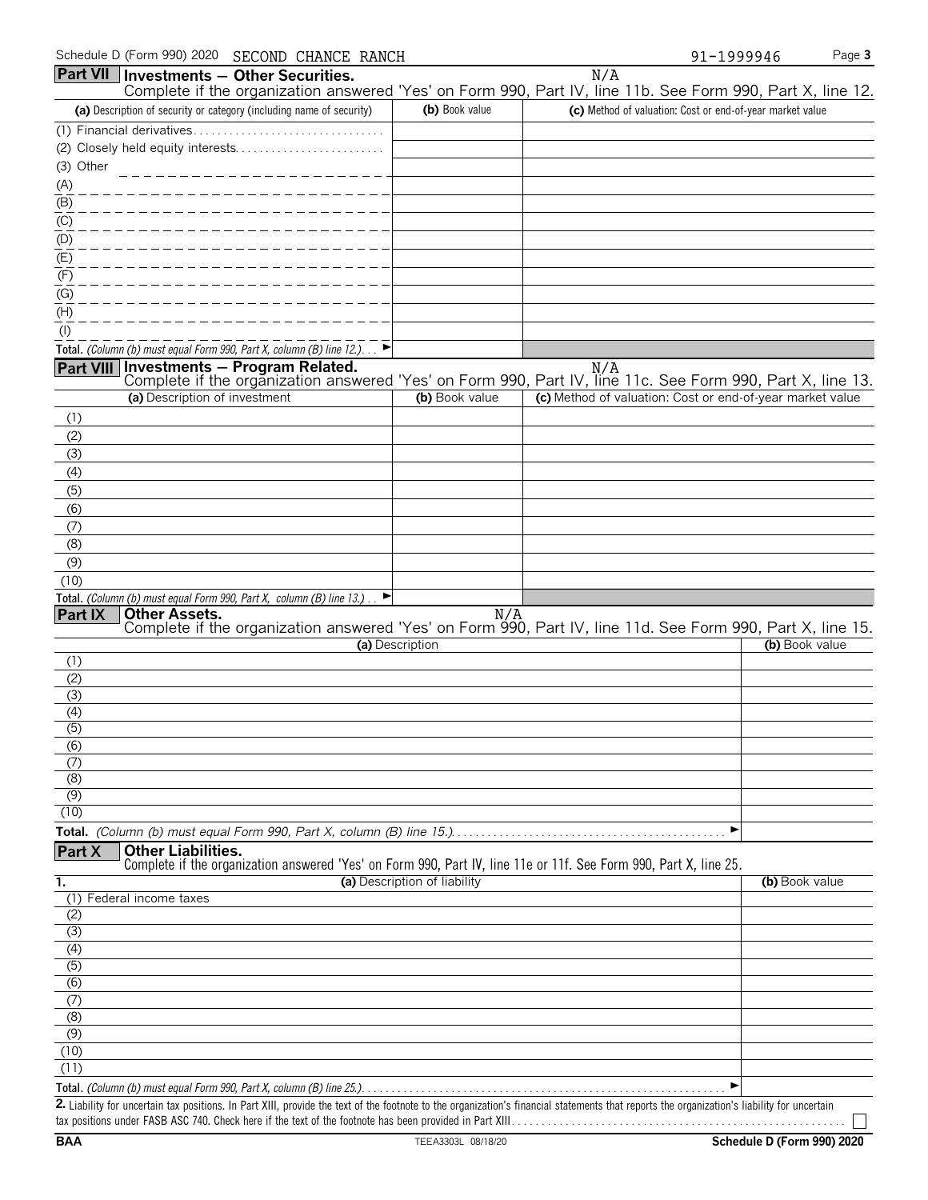Schedule D (Form 990) 2020 SECOND CHANCE RANCH 91-1999946

**Part VII Investments — Other Securities.** N/A

Complete if the organization answered 'Yes' on Form 990, Part IV, line 11b. See Form 990, Part X, line 12.

| (a) Description of security or category (including name of security) | (b) Book value | (c) Method of valuation: Cost or end-of-year market value |
|---|---|---|
| (1) Financial derivatives | | |
| (2) Closely held equity interests | | |
| (3) Other | | |
| (A) | | |
| (B) | | |
| (C) | | |
| (D) | | |
| (E) | | |
| (F) | | |
| (G) | | |
| (H) | | |
| (I) | | |
| **Total.** *(Column (b) must equal Form 990, Part X, column (B) line 12.)* ► | | |

**Part VIII Investments — Program Related.** N/A

Complete if the organization answered 'Yes' on Form 990, Part IV, line 11c. See Form 990, Part X, line 13.

| (a) Description of investment | (b) Book value | (c) Method of valuation: Cost or end-of-year market value |
|---|---|---|
| (1) | | |
| (2) | | |
| (3) | | |
| (4) | | |
| (5) | | |
| (6) | | |
| (7) | | |
| (8) | | |
| (9) | | |
| (10) | | |
| **Total.** *(Column (b) must equal Form 990, Part X, column (B) line 13.)* ► | | |

**Part IX Other Assets.** N/A

Complete if the organization answered 'Yes' on Form 990, Part IV, line 11d. See Form 990, Part X, line 15.

| (a) Description | (b) Book value |
|---|---|
| (1) | |
| (2) | |
| (3) | |
| (4) | |
| (5) | |
| (6) | |
| (7) | |
| (8) | |
| (9) | |
| (10) | |
| **Total.** *(Column (b) must equal Form 990, Part X, column (B) line 15.)* ► | |

**Part X Other Liabilities.**

Complete if the organization answered 'Yes' on Form 990, Part IV, line 11e or 11f. See Form 990, Part X, line 25.

| 1. (a) Description of liability | (b) Book value |
|---|---|
| (1) Federal income taxes | |
| (2) | |
| (3) | |
| (4) | |
| (5) | |
| (6) | |
| (7) | |
| (8) | |
| (9) | |
| (10) | |
| (11) | |
| **Total.** *(Column (b) must equal Form 990, Part X, column (B) line 25.)* ► | |

**2.** Liability for uncertain tax positions. In Part XIII, provide the text of the footnote to the organization's financial statements that reports the organization's liability for uncertain tax positions under FASB ASC 740. Check here if the text of the footnote has been provided in Part XIII ☐

BAA TEEA3303L 08/18/20 Schedule D (Form 990) 2020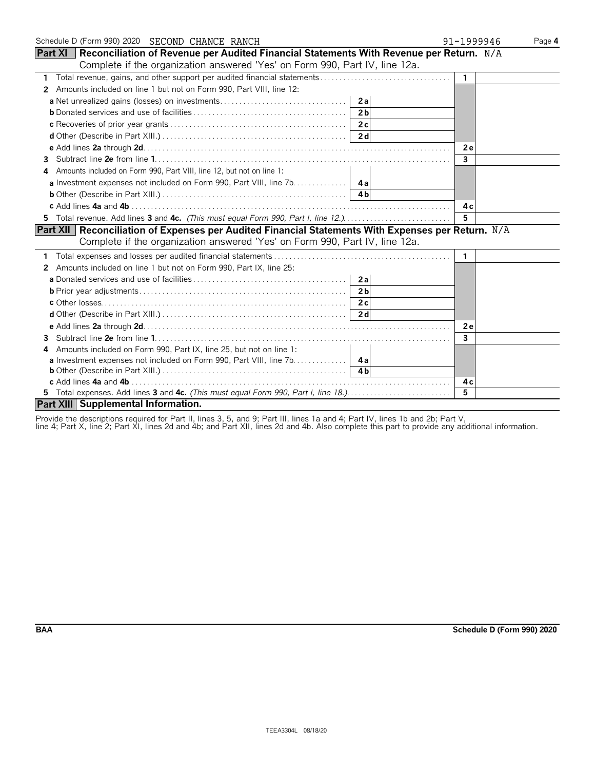Schedule D (Form 990) 2020 SECOND CHANCE RANCH 91-1999946

**Part XI** **Reconciliation of Revenue per Audited Financial Statements With Revenue per Return.** N/A
Complete if the organization answered 'Yes' on Form 990, Part IV, line 12a.

| | | | | |
|---|---|---|---|---|
| **1** | Total revenue, gains, and other support per audited financial statements | | **1** | |
| **2** | Amounts included on line 1 but not on Form 990, Part VIII, line 12: | | | |
| | **a** Net unrealized gains (losses) on investments | **2a** | | |
| | **b** Donated services and use of facilities | **2b** | | |
| | **c** Recoveries of prior year grants | **2c** | | |
| | **d** Other (Describe in Part XIII.) | **2d** | | |
| | **e** Add lines **2a** through **2d** | | **2e** | |
| **3** | Subtract line **2e** from line **1** | | **3** | |
| **4** | Amounts included on Form 990, Part VIII, line 12, but not on line 1: | | | |
| | **a** Investment expenses not included on Form 990, Part VIII, line 7b | **4a** | | |
| | **b** Other (Describe in Part XIII.) | **4b** | | |
| | **c** Add lines **4a** and **4b** | | **4c** | |
| **5** | Total revenue. Add lines **3** and **4c.** *(This must equal Form 990, Part I, line 12.)* | | **5** | |

**Part XII** **Reconciliation of Expenses per Audited Financial Statements With Expenses per Return.** N/A
Complete if the organization answered 'Yes' on Form 990, Part IV, line 12a.

| | | | | |
|---|---|---|---|---|
| **1** | Total expenses and losses per audited financial statements | | **1** | |
| **2** | Amounts included on line 1 but not on Form 990, Part IX, line 25: | | | |
| | **a** Donated services and use of facilities | **2a** | | |
| | **b** Prior year adjustments | **2b** | | |
| | **c** Other losses | **2c** | | |
| | **d** Other (Describe in Part XIII.) | **2d** | | |
| | **e** Add lines **2a** through **2d** | | **2e** | |
| **3** | Subtract line **2e** from line **1** | | **3** | |
| **4** | Amounts included on Form 990, Part IX, line 25, but not on line 1: | | | |
| | **a** Investment expenses not included on Form 990, Part VIII, line 7b | **4a** | | |
| | **b** Other (Describe in Part XIII.) | **4b** | | |
| | **c** Add lines **4a** and **4b** | | **4c** | |
| **5** | Total expenses. Add lines **3** and **4c.** *(This must equal Form 990, Part I, line 18.)* | | **5** | |

**Part XIII** **Supplemental Information.**

Provide the descriptions required for Part II, lines 3, 5, and 9; Part III, lines 1a and 4; Part IV, lines 1b and 2b; Part V, line 4; Part X, line 2; Part XI, lines 2d and 4b; and Part XII, lines 2d and 4b. Also complete this part to provide any additional information.

**BAA** **Schedule D (Form 990) 2020**

TEEA3304L 08/18/20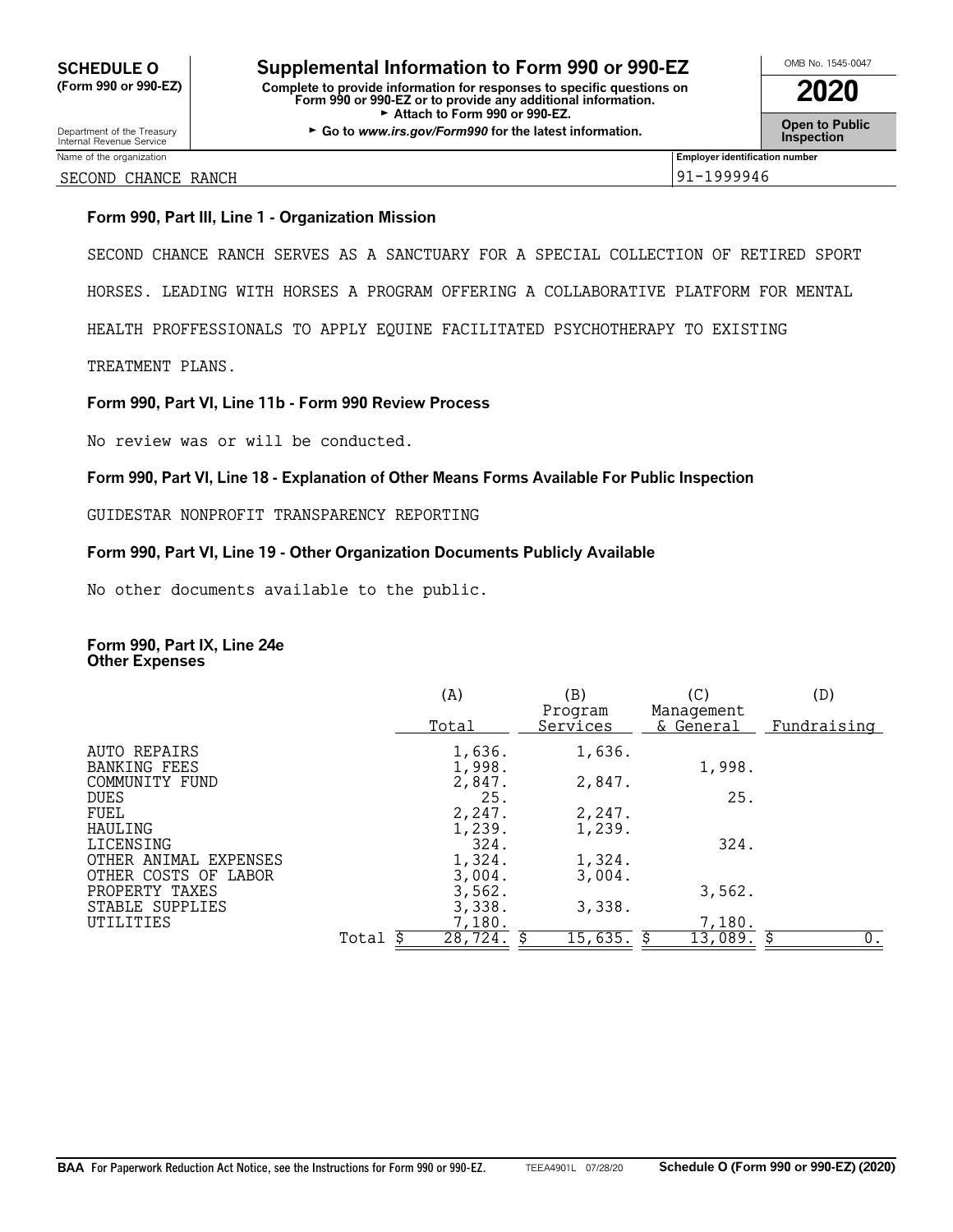**SCHEDULE O (Form 990 or 990-EZ)**

Department of the Treasury
Internal Revenue Service

# Supplemental Information to Form 990 or 990-EZ

**Complete to provide information for responses to specific questions on Form 990 or 990-EZ or to provide any additional information.**
► Attach to Form 990 or 990-EZ.
► Go to *www.irs.gov/Form990* for the latest information.

OMB No. 1545-0047

**2020**

**Open to Public Inspection**

Name of the organization: SECOND CHANCE RANCH

Employer identification number: 91-1999946

### Form 990, Part III, Line 1 - Organization Mission

SECOND CHANCE RANCH SERVES AS A SANCTUARY FOR A SPECIAL COLLECTION OF RETIRED SPORT HORSES. LEADING WITH HORSES A PROGRAM OFFERING A COLLABORATIVE PLATFORM FOR MENTAL HEALTH PROFFESSIONALS TO APPLY EQUINE FACILITATED PSYCHOTHERAPY TO EXISTING TREATMENT PLANS.

### Form 990, Part VI, Line 11b - Form 990 Review Process

No review was or will be conducted.

### Form 990, Part VI, Line 18 - Explanation of Other Means Forms Available For Public Inspection

GUIDESTAR NONPROFIT TRANSPARENCY REPORTING

### Form 990, Part VI, Line 19 - Other Organization Documents Publicly Available

No other documents available to the public.

### Form 990, Part IX, Line 24e Other Expenses

| | (A) Total | (B) Program Services | (C) Management & General | (D) Fundraising |
|---|---|---|---|---|
| AUTO REPAIRS | 1,636. | 1,636. | | |
| BANKING FEES | 1,998. | | 1,998. | |
| COMMUNITY FUND | 2,847. | 2,847. | | |
| DUES | 25. | | 25. | |
| FUEL | 2,247. | 2,247. | | |
| HAULING | 1,239. | 1,239. | | |
| LICENSING | 324. | | 324. | |
| OTHER ANIMAL EXPENSES | 1,324. | 1,324. | | |
| OTHER COSTS OF LABOR | 3,004. | 3,004. | | |
| PROPERTY TAXES | 3,562. | | 3,562. | |
| STABLE SUPPLIES | 3,338. | 3,338. | | |
| UTILITIES | 7,180. | | 7,180. | |
| Total | $ 28,724. | $ 15,635. | $ 13,089. | $ 0. |

BAA For Paperwork Reduction Act Notice, see the Instructions for Form 990 or 990-EZ. TEEA4901L 07/28/20 Schedule O (Form 990 or 990-EZ) (2020)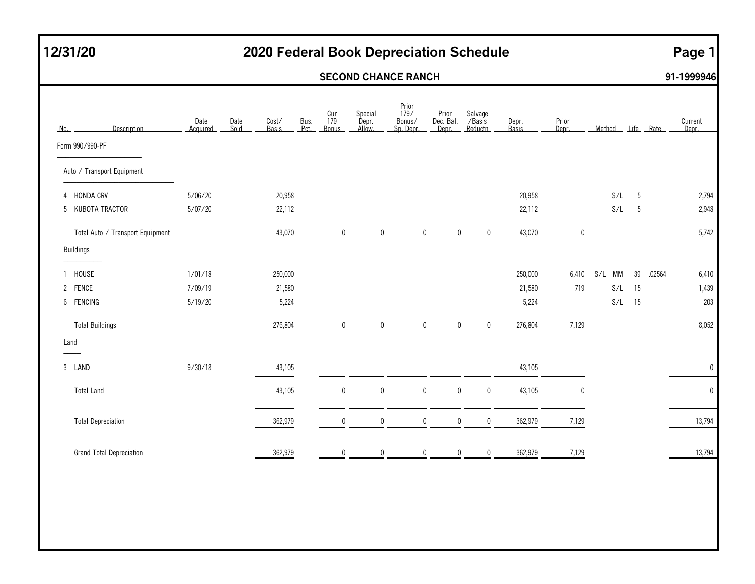# 12/31/20 — 2020 Federal Book Depreciation Schedule

## SECOND CHANCE RANCH — 91-1999946

| No. | Description | Date Acquired | Date Sold | Cost/ Basis | Bus. Pct. | Cur 179 Bonus | Special Depr. Allow. | Prior 179/ Bonus/ Sp. Depr. | Prior Dec. Bal. Depr. | Salvage /Basis Reductn | Depr. Basis | Prior Depr. | Method | Life | Rate | Current Depr. |
|---|---|---|---|---|---|---|---|---|---|---|---|---|---|---|---|---|
| | **Form 990/990-PF** | | | | | | | | | | | | | | | |
| | **Auto / Transport Equipment** | | | | | | | | | | | | | | | |
| 4 | HONDA CRV | 5/06/20 | | 20,958 | | | | | | | 20,958 | | S/L | 5 | | 2,794 |
| 5 | KUBOTA TRACTOR | 5/07/20 | | 22,112 | | | | | | | 22,112 | | S/L | 5 | | 2,948 |
| | Total Auto / Transport Equipment | | | 43,070 | | 0 | 0 | 0 | 0 | 0 | 43,070 | 0 | | | | 5,742 |
| | **Buildings** | | | | | | | | | | | | | | | |
| 1 | HOUSE | 1/01/18 | | 250,000 | | | | | | | 250,000 | 6,410 | S/L MM | 39 | .02564 | 6,410 |
| 2 | FENCE | 7/09/19 | | 21,580 | | | | | | | 21,580 | 719 | S/L | 15 | | 1,439 |
| 6 | FENCING | 5/19/20 | | 5,224 | | | | | | | 5,224 | | S/L | 15 | | 203 |
| | Total Buildings | | | 276,804 | | 0 | 0 | 0 | 0 | 0 | 276,804 | 7,129 | | | | 8,052 |
| | **Land** | | | | | | | | | | | | | | | |
| 3 | LAND | 9/30/18 | | 43,105 | | | | | | | 43,105 | | | | | 0 |
| | Total Land | | | 43,105 | | 0 | 0 | 0 | 0 | 0 | 43,105 | 0 | | | | 0 |
| | Total Depreciation | | | 362,979 | | 0 | 0 | 0 | 0 | 0 | 362,979 | 7,129 | | | | 13,794 |
| | Grand Total Depreciation | | | 362,979 | | 0 | 0 | 0 | 0 | 0 | 362,979 | 7,129 | | | | 13,794 |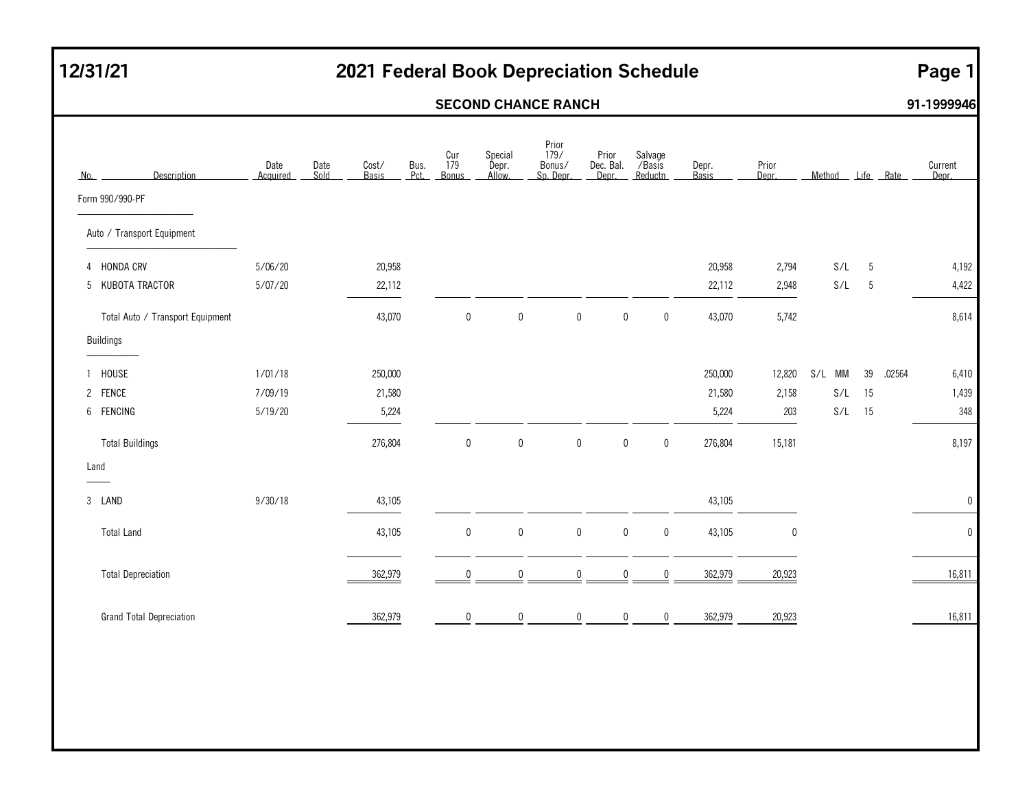# 12/31/21 — 2021 Federal Book Depreciation Schedule

## SECOND CHANCE RANCH — 91-1999946

| No. | Description | Date Acquired | Date Sold | Cost/ Basis | Bus. Pct. | Cur 179 Bonus | Special Depr. Allow. | Prior 179/ Bonus/ Sp. Depr. | Prior Dec. Bal. Depr. | Salvage /Basis Reductn | Depr. Basis | Prior Depr. | Method | Life | Rate | Current Depr. |
|---|---|---|---|---|---|---|---|---|---|---|---|---|---|---|---|---|
| | **Form 990/990-PF** | | | | | | | | | | | | | | | |
| | **Auto / Transport Equipment** | | | | | | | | | | | | | | | |
| 4 | HONDA CRV | 5/06/20 | | 20,958 | | | | | | | 20,958 | 2,794 | S/L | 5 | | 4,192 |
| 5 | KUBOTA TRACTOR | 5/07/20 | | 22,112 | | | | | | | 22,112 | 2,948 | S/L | 5 | | 4,422 |
| | Total Auto / Transport Equipment | | | 43,070 | | 0 | 0 | 0 | 0 | 0 | 43,070 | 5,742 | | | | 8,614 |
| | **Buildings** | | | | | | | | | | | | | | | |
| 1 | HOUSE | 1/01/18 | | 250,000 | | | | | | | 250,000 | 12,820 | S/L MM | 39 | .02564 | 6,410 |
| 2 | FENCE | 7/09/19 | | 21,580 | | | | | | | 21,580 | 2,158 | S/L | 15 | | 1,439 |
| 6 | FENCING | 5/19/20 | | 5,224 | | | | | | | 5,224 | 203 | S/L | 15 | | 348 |
| | Total Buildings | | | 276,804 | | 0 | 0 | 0 | 0 | 0 | 276,804 | 15,181 | | | | 8,197 |
| | **Land** | | | | | | | | | | | | | | | |
| 3 | LAND | 9/30/18 | | 43,105 | | | | | | | 43,105 | | | | | 0 |
| | Total Land | | | 43,105 | | 0 | 0 | 0 | 0 | 0 | 43,105 | 0 | | | | 0 |
| | Total Depreciation | | | 362,979 | | 0 | 0 | 0 | 0 | 0 | 362,979 | 20,923 | | | | 16,811 |
| | Grand Total Depreciation | | | 362,979 | | 0 | 0 | 0 | 0 | 0 | 362,979 | 20,923 | | | | 16,811 |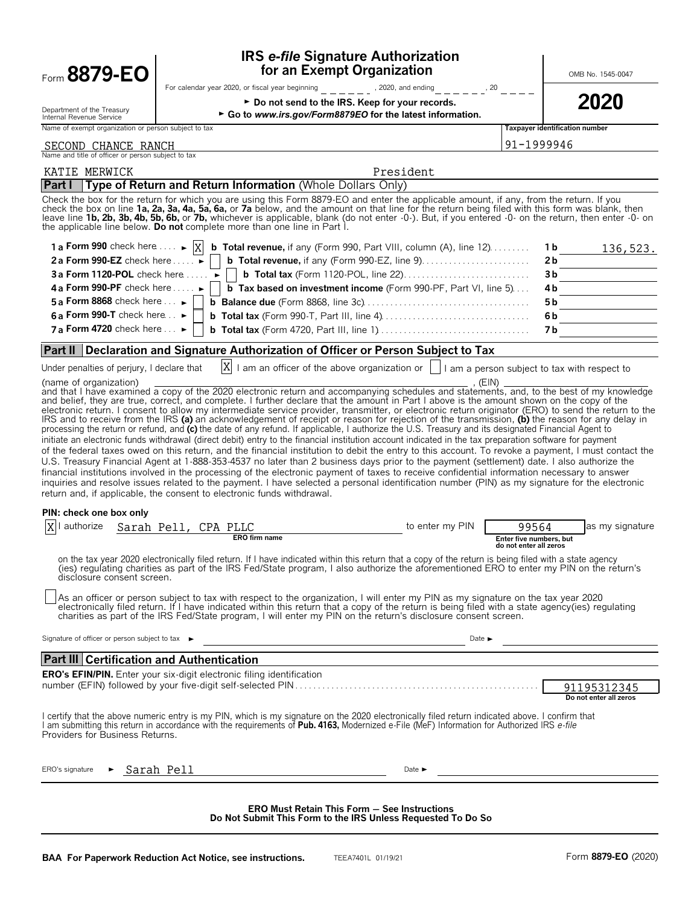Form **8879-EO**

# IRS *e-file* Signature Authorization for an Exempt Organization

OMB No. 1545-0047

For calendar year 2020, or fiscal year beginning ______, 2020, and ending ______, 20____

► Do not send to the IRS. Keep for your records.

► Go to *www.irs.gov/Form8879EO* for the latest information.

**2020**

Department of the Treasury
Internal Revenue Service

| Name of exempt organization or person subject to tax | Taxpayer identification number |
|---|---|
| SECOND CHANCE RANCH | 91-1999946 |

Name and title of officer or person subject to tax

KATIE MERWICK — President

## Part I Type of Return and Return Information (Whole Dollars Only)

Check the box for the return for which you are using this Form 8879-EO and enter the applicable amount, if any, from the return. If you check the box on line **1a, 2a, 3a, 4a, 5a, 6a,** or **7a** below, and the amount on that line for the return being filed with this form was blank, then leave line **1b, 2b, 3b, 4b, 5b, 6b,** or **7b,** whichever is applicable, blank (do not enter -0-). But, if you entered -0- on the return, then enter -0- on the applicable line below. **Do not** complete more than one line in Part I.

| | | | |
|---|---|---|---|
| **1a Form 990** check here ► [X] | **b Total revenue,** if any (Form 990, Part VIII, column (A), line 12) | 1b | 136,523. |
| **2a Form 990-EZ** check here ► [ ] | **b Total revenue,** if any (Form 990-EZ, line 9) | 2b | |
| **3a Form 1120-POL** check here ► [ ] | **b Total tax** (Form 1120-POL, line 22) | 3b | |
| **4a Form 990-PF** check here ► [ ] | **b Tax based on investment income** (Form 990-PF, Part VI, line 5) | 4b | |
| **5a Form 8868** check here ► [ ] | **b Balance due** (Form 8868, line 3c) | 5b | |
| **6a Form 990-T** check here ► [ ] | **b Total tax** (Form 990-T, Part III, line 4) | 6b | |
| **7a Form 4720** check here ► [ ] | **b Total tax** (Form 4720, Part III, line 1) | 7b | |

## Part II Declaration and Signature Authorization of Officer or Person Subject to Tax

Under penalties of perjury, I declare that [X] I am an officer of the above organization or [ ] I am a person subject to tax with respect to (name of organization) ____________________, (EIN) ____________ and that I have examined a copy of the 2020 electronic return and accompanying schedules and statements, and, to the best of my knowledge and belief, they are true, correct, and complete. I further declare that the amount in Part I above is the amount shown on the copy of the electronic return. I consent to allow my intermediate service provider, transmitter, or electronic return originator (ERO) to send the return to the IRS and to receive from the IRS **(a)** an acknowledgement of receipt or reason for rejection of the transmission, **(b)** the reason for any delay in processing the return or refund, and **(c)** the date of any refund. If applicable, I authorize the U.S. Treasury and its designated Financial Agent to initiate an electronic funds withdrawal (direct debit) entry to the financial institution account indicated in the tax preparation software for payment of the federal taxes owed on this return, and the financial institution to debit the entry to this account. To revoke a payment, I must contact the U.S. Treasury Financial Agent at 1-888-353-4537 no later than 2 business days prior to the payment (settlement) date. I also authorize the financial institutions involved in the processing of the electronic payment of taxes to receive confidential information necessary to answer inquiries and resolve issues related to the payment. I have selected a personal identification number (PIN) as my signature for the electronic return and, if applicable, the consent to electronic funds withdrawal.

**PIN: check one box only**

[X] I authorize Sarah Pell, CPA PLLC (ERO firm name) to enter my PIN 99564 (Enter five numbers, but do not enter all zeros) as my signature on the tax year 2020 electronically filed return. If I have indicated within this return that a copy of the return is being filed with a state agency (ies) regulating charities as part of the IRS Fed/State program, I also authorize the aforementioned ERO to enter my PIN on the return's disclosure consent screen.

[ ] As an officer or person subject to tax with respect to the organization, I will enter my PIN as my signature on the tax year 2020 electronically filed return. If I have indicated within this return that a copy of the return is being filed with a state agency(ies) regulating charities as part of the IRS Fed/State program, I will enter my PIN on the return's disclosure consent screen.

Signature of officer or person subject to tax ► ______________________ Date ► ____________

## Part III Certification and Authentication

**ERO's EFIN/PIN.** Enter your six-digit electronic filing identification number (EFIN) followed by your five-digit self-selected PIN: 91195312345 (Do not enter all zeros)

I certify that the above numeric entry is my PIN, which is my signature on the 2020 electronically filed return indicated above. I confirm that I am submitting this return in accordance with the requirements of **Pub. 4163,** Modernized e-File (MeF) Information for Authorized IRS *e-file* Providers for Business Returns.

ERO's signature ► Sarah Pell Date ► ____________

**ERO Must Retain This Form — See Instructions**
**Do Not Submit This Form to the IRS Unless Requested To Do So**

**BAA For Paperwork Reduction Act Notice, see instructions.** TEEA7401L 01/19/21 Form **8879-EO** (2020)